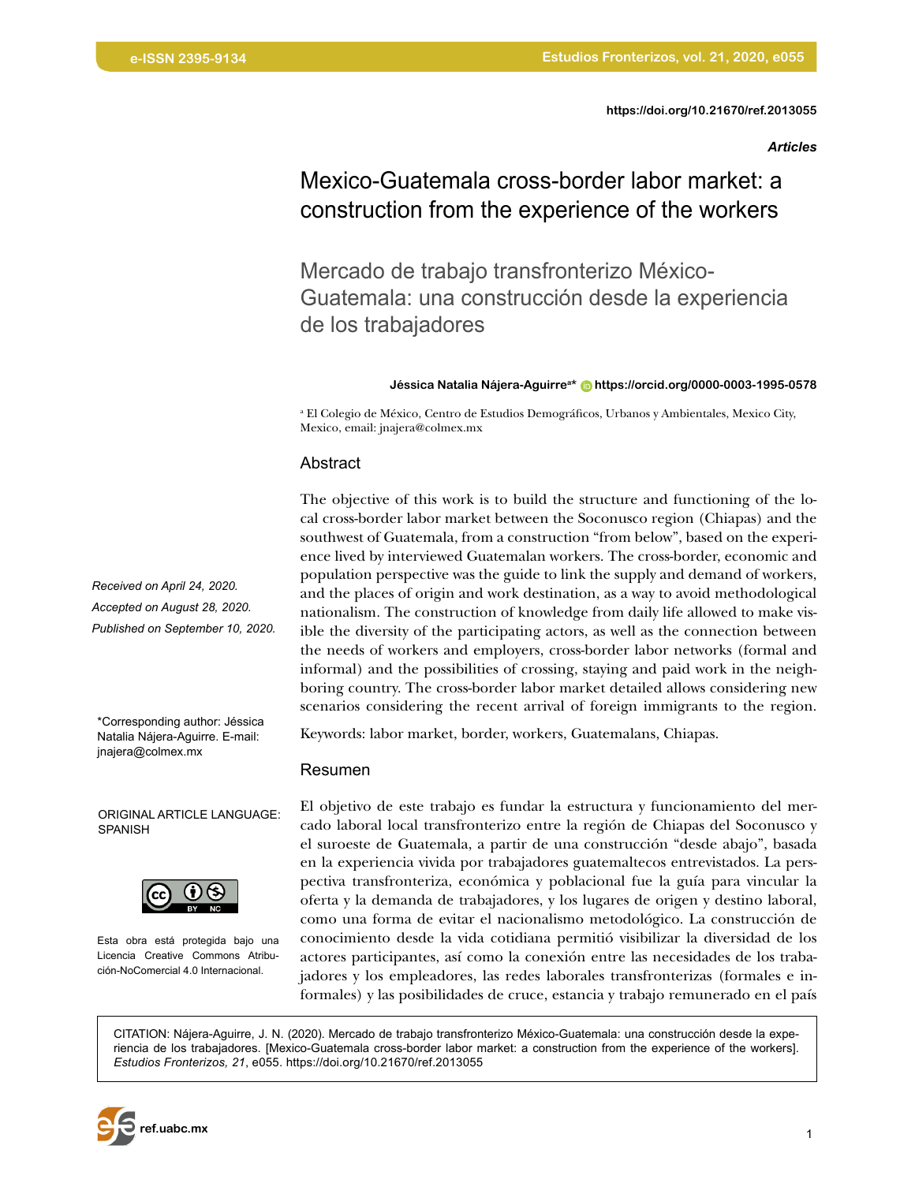https://doi.org/10.21670/ref.2013055

*Articles*

# Mexico-Guatemala cross-border labor market: a construction from the experience of the workers

# Mercado de trabajo transfronterizo México-Guatemala: una construcción desde la experiencia de los trabajadores

**Jéssica Natalia Nájera-Aguirre[a]*** https://orcid.org/0000-0003-1995-0578

[a] El Colegio de México, Centro de Estudios Demográficos, Urbanos y Ambientales, Mexico City, Mexico, email: jnajera@colmex.mx

*Received on April 24, 2020.*
*Accepted on August 28, 2020.*
*Published on September 10, 2020.*

*Corresponding author: Jéssica Natalia Nájera-Aguirre. E-mail: jnajera@colmex.mx

ORIGINAL ARTICLE LANGUAGE: SPANISH

Esta obra está protegida bajo una Licencia Creative Commons Atribución-NoComercial 4.0 Internacional.

## Abstract

The objective of this work is to build the structure and functioning of the local cross-border labor market between the Soconusco region (Chiapas) and the southwest of Guatemala, from a construction "from below", based on the experience lived by interviewed Guatemalan workers. The cross-border, economic and population perspective was the guide to link the supply and demand of workers, and the places of origin and work destination, as a way to avoid methodological nationalism. The construction of knowledge from daily life allowed to make visible the diversity of the participating actors, as well as the connection between the needs of workers and employers, cross-border labor networks (formal and informal) and the possibilities of crossing, staying and paid work in the neighboring country. The cross-border labor market detailed allows considering new scenarios considering the recent arrival of foreign immigrants to the region.

Keywords: labor market, border, workers, Guatemalans, Chiapas.

## Resumen

El objetivo de este trabajo es fundar la estructura y funcionamiento del mercado laboral local transfronterizo entre la región de Chiapas del Soconusco y el suroeste de Guatemala, a partir de una construcción "desde abajo", basada en la experiencia vivida por trabajadores guatemaltecos entrevistados. La perspectiva transfronteriza, económica y poblacional fue la guía para vincular la oferta y la demanda de trabajadores, y los lugares de origen y destino laboral, como una forma de evitar el nacionalismo metodológico. La construcción de conocimiento desde la vida cotidiana permitió visibilizar la diversidad de los actores participantes, así como la conexión entre las necesidades de los trabajadores y los empleadores, las redes laborales transfronterizas (formales e informales) y las posibilidades de cruce, estancia y trabajo remunerado en el país

CITATION: Nájera-Aguirre, J. N. (2020). Mercado de trabajo transfronterizo México-Guatemala: una construcción desde la experiencia de los trabajadores. [Mexico-Guatemala cross-border labor market: a construction from the experience of the workers]. *Estudios Fronterizos, 21*, e055. https://doi.org/10.21670/ref.2013055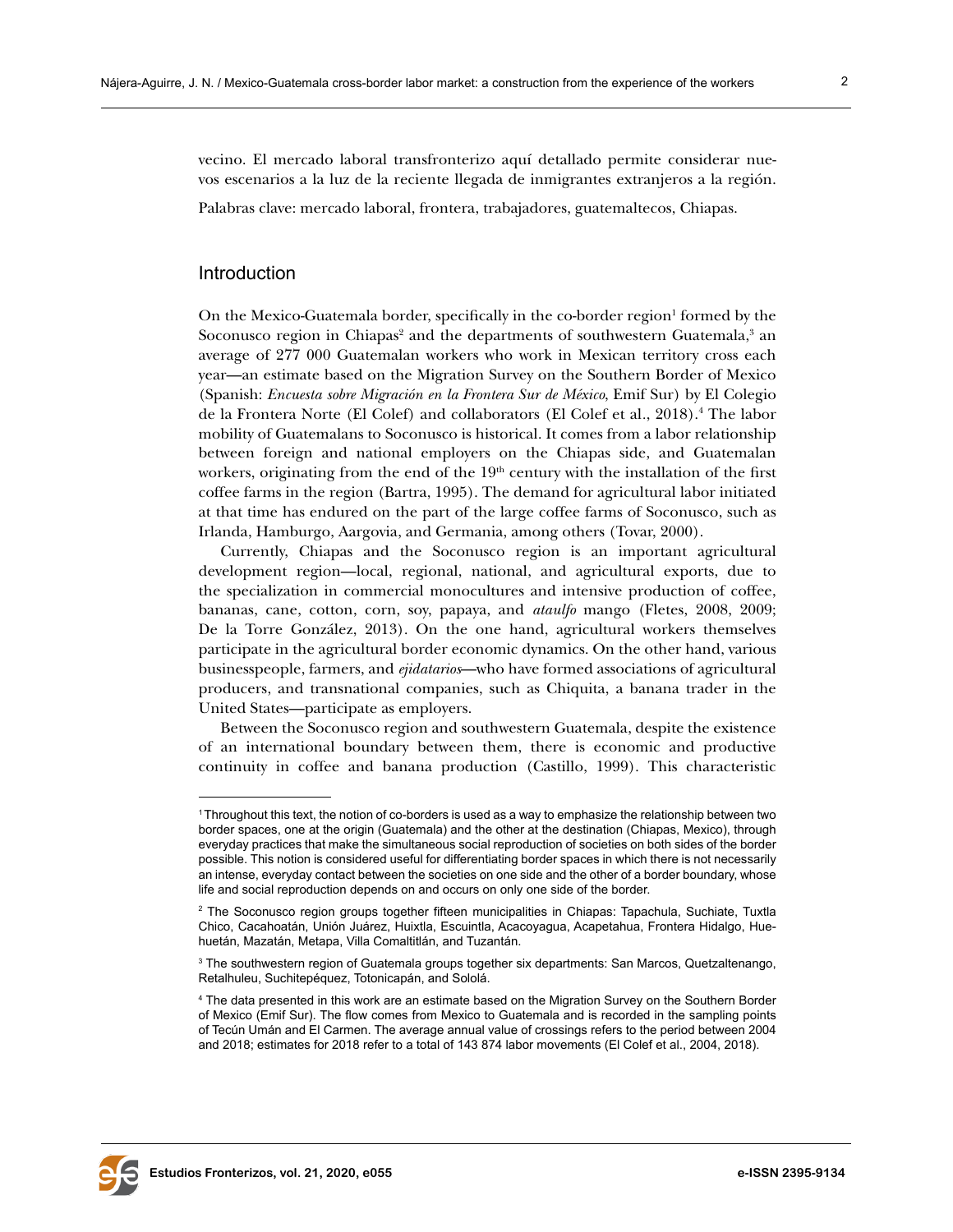vecino. El mercado laboral transfronterizo aquí detallado permite considerar nuevos escenarios a la luz de la reciente llegada de inmigrantes extranjeros a la región.

Palabras clave: mercado laboral, frontera, trabajadores, guatemaltecos, Chiapas.

## Introduction

On the Mexico-Guatemala border, specifically in the co-border region[1] formed by the Soconusco region in Chiapas[2] and the departments of southwestern Guatemala,[3] an average of 277 000 Guatemalan workers who work in Mexican territory cross each year—an estimate based on the Migration Survey on the Southern Border of Mexico (Spanish: *Encuesta sobre Migración en la Frontera Sur de México*, Emif Sur) by El Colegio de la Frontera Norte (El Colef) and collaborators (El Colef et al., 2018).[4] The labor mobility of Guatemalans to Soconusco is historical. It comes from a labor relationship between foreign and national employers on the Chiapas side, and Guatemalan workers, originating from the end of the 19th century with the installation of the first coffee farms in the region (Bartra, 1995). The demand for agricultural labor initiated at that time has endured on the part of the large coffee farms of Soconusco, such as Irlanda, Hamburgo, Aargovia, and Germania, among others (Tovar, 2000).

Currently, Chiapas and the Soconusco region is an important agricultural development region—local, regional, national, and agricultural exports, due to the specialization in commercial monocultures and intensive production of coffee, bananas, cane, cotton, corn, soy, papaya, and *ataulfo* mango (Fletes, 2008, 2009; De la Torre González, 2013). On the one hand, agricultural workers themselves participate in the agricultural border economic dynamics. On the other hand, various businesspeople, farmers, and *ejidatarios*—who have formed associations of agricultural producers, and transnational companies, such as Chiquita, a banana trader in the United States—participate as employers.

Between the Soconusco region and southwestern Guatemala, despite the existence of an international boundary between them, there is economic and productive continuity in coffee and banana production (Castillo, 1999). This characteristic

---

[1] Throughout this text, the notion of co-borders is used as a way to emphasize the relationship between two border spaces, one at the origin (Guatemala) and the other at the destination (Chiapas, Mexico), through everyday practices that make the simultaneous social reproduction of societies on both sides of the border possible. This notion is considered useful for differentiating border spaces in which there is not necessarily an intense, everyday contact between the societies on one side and the other of a border boundary, whose life and social reproduction depends on and occurs on only one side of the border.

[2] The Soconusco region groups together fifteen municipalities in Chiapas: Tapachula, Suchiate, Tuxtla Chico, Cacahoatán, Unión Juárez, Huixtla, Escuintla, Acacoyagua, Acapetahua, Frontera Hidalgo, Huehuetán, Mazatán, Metapa, Villa Comaltitlán, and Tuzantán.

[3] The southwestern region of Guatemala groups together six departments: San Marcos, Quetzaltenango, Retalhuleu, Suchitepéquez, Totonicapán, and Sololá.

[4] The data presented in this work are an estimate based on the Migration Survey on the Southern Border of Mexico (Emif Sur). The flow comes from Mexico to Guatemala and is recorded in the sampling points of Tecún Umán and El Carmen. The average annual value of crossings refers to the period between 2004 and 2018; estimates for 2018 refer to a total of 143 874 labor movements (El Colef et al., 2004, 2018).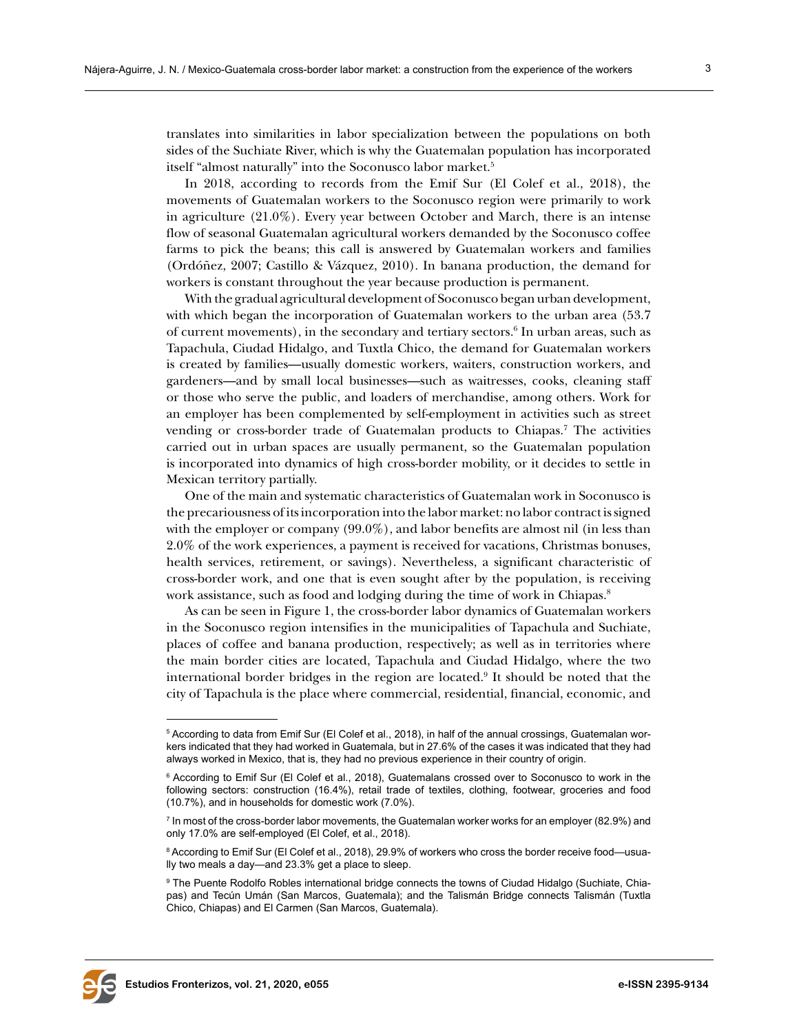translates into similarities in labor specialization between the populations on both sides of the Suchiate River, which is why the Guatemalan population has incorporated itself "almost naturally" into the Soconusco labor market.[5]

In 2018, according to records from the Emif Sur (El Colef et al., 2018), the movements of Guatemalan workers to the Soconusco region were primarily to work in agriculture (21.0%). Every year between October and March, there is an intense flow of seasonal Guatemalan agricultural workers demanded by the Soconusco coffee farms to pick the beans; this call is answered by Guatemalan workers and families (Ordóñez, 2007; Castillo & Vázquez, 2010). In banana production, the demand for workers is constant throughout the year because production is permanent.

With the gradual agricultural development of Soconusco began urban development, with which began the incorporation of Guatemalan workers to the urban area (53.7 of current movements), in the secondary and tertiary sectors.[6] In urban areas, such as Tapachula, Ciudad Hidalgo, and Tuxtla Chico, the demand for Guatemalan workers is created by families—usually domestic workers, waiters, construction workers, and gardeners—and by small local businesses—such as waitresses, cooks, cleaning staff or those who serve the public, and loaders of merchandise, among others. Work for an employer has been complemented by self-employment in activities such as street vending or cross-border trade of Guatemalan products to Chiapas.[7] The activities carried out in urban spaces are usually permanent, so the Guatemalan population is incorporated into dynamics of high cross-border mobility, or it decides to settle in Mexican territory partially.

One of the main and systematic characteristics of Guatemalan work in Soconusco is the precariousness of its incorporation into the labor market: no labor contract is signed with the employer or company (99.0%), and labor benefits are almost nil (in less than 2.0% of the work experiences, a payment is received for vacations, Christmas bonuses, health services, retirement, or savings). Nevertheless, a significant characteristic of cross-border work, and one that is even sought after by the population, is receiving work assistance, such as food and lodging during the time of work in Chiapas.[8]

As can be seen in Figure 1, the cross-border labor dynamics of Guatemalan workers in the Soconusco region intensifies in the municipalities of Tapachula and Suchiate, places of coffee and banana production, respectively; as well as in territories where the main border cities are located, Tapachula and Ciudad Hidalgo, where the two international border bridges in the region are located.[9] It should be noted that the city of Tapachula is the place where commercial, residential, financial, economic, and

---

[5] According to data from Emif Sur (El Colef et al., 2018), in half of the annual crossings, Guatemalan workers indicated that they had worked in Guatemala, but in 27.6% of the cases it was indicated that they had always worked in Mexico, that is, they had no previous experience in their country of origin.

[6] According to Emif Sur (El Colef et al., 2018), Guatemalans crossed over to Soconusco to work in the following sectors: construction (16.4%), retail trade of textiles, clothing, footwear, groceries and food (10.7%), and in households for domestic work (7.0%).

[7] In most of the cross-border labor movements, the Guatemalan worker works for an employer (82.9%) and only 17.0% are self-employed (El Colef, et al., 2018).

[8] According to Emif Sur (El Colef et al., 2018), 29.9% of workers who cross the border receive food—usually two meals a day—and 23.3% get a place to sleep.

[9] The Puente Rodolfo Robles international bridge connects the towns of Ciudad Hidalgo (Suchiate, Chiapas) and Tecún Umán (San Marcos, Guatemala); and the Talismán Bridge connects Talismán (Tuxtla Chico, Chiapas) and El Carmen (San Marcos, Guatemala).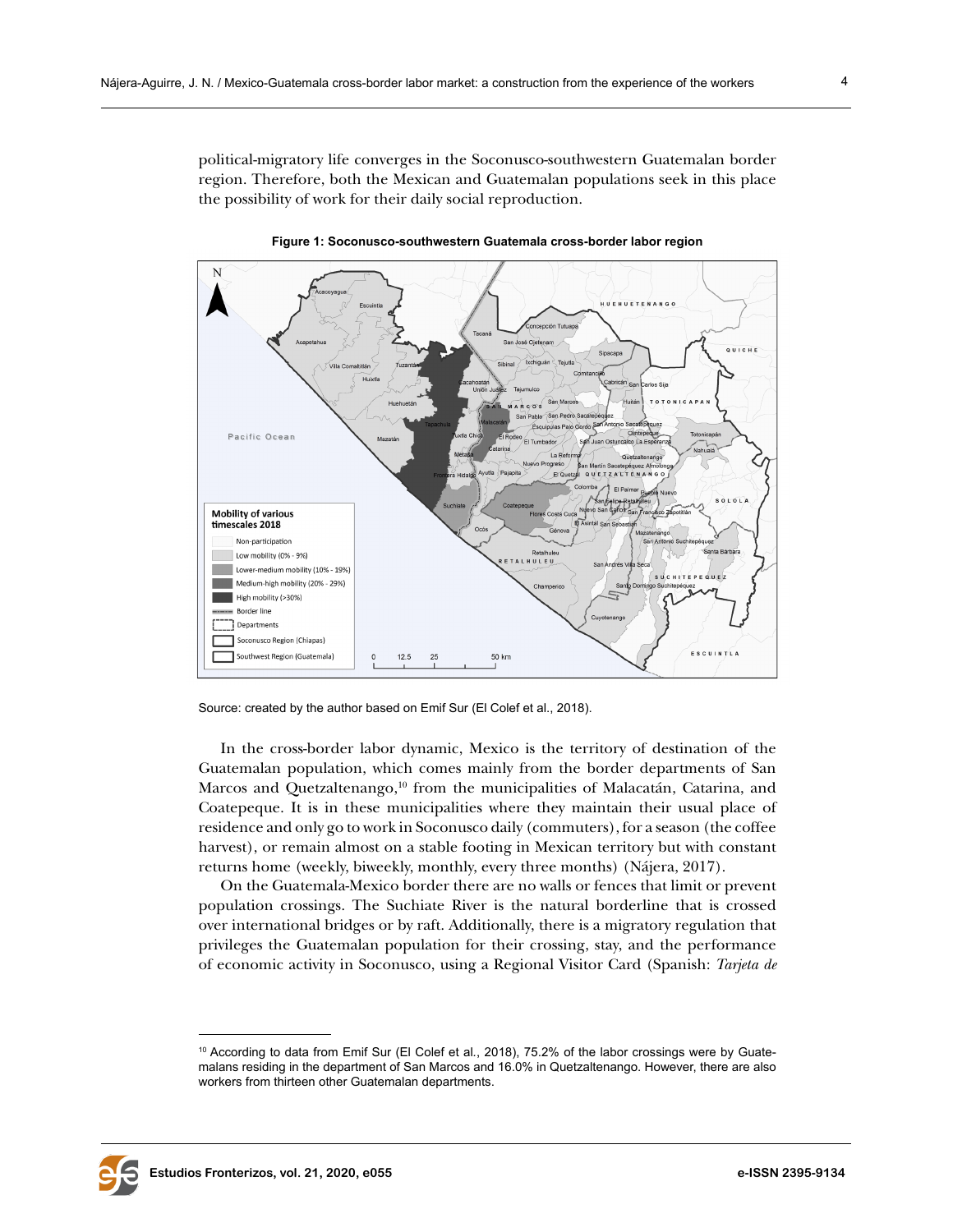political-migratory life converges in the Soconusco-southwestern Guatemalan border region. Therefore, both the Mexican and Guatemalan populations seek in this place the possibility of work for their daily social reproduction.

**Figure 1: Soconusco-southwestern Guatemala cross-border labor region**

Source: created by the author based on Emif Sur (El Colef et al., 2018).

In the cross-border labor dynamic, Mexico is the territory of destination of the Guatemalan population, which comes mainly from the border departments of San Marcos and Quetzaltenango,[10] from the municipalities of Malacatán, Catarina, and Coatepeque. It is in these municipalities where they maintain their usual place of residence and only go to work in Soconusco daily (commuters), for a season (the coffee harvest), or remain almost on a stable footing in Mexican territory but with constant returns home (weekly, biweekly, monthly, every three months) (Nájera, 2017).

On the Guatemala-Mexico border there are no walls or fences that limit or prevent population crossings. The Suchiate River is the natural borderline that is crossed over international bridges or by raft. Additionally, there is a migratory regulation that privileges the Guatemalan population for their crossing, stay, and the performance of economic activity in Soconusco, using a Regional Visitor Card (Spanish: *Tarjeta de*

[10] According to data from Emif Sur (El Colef et al., 2018), 75.2% of the labor crossings were by Guatemalans residing in the department of San Marcos and 16.0% in Quetzaltenango. However, there are also workers from thirteen other Guatemalan departments.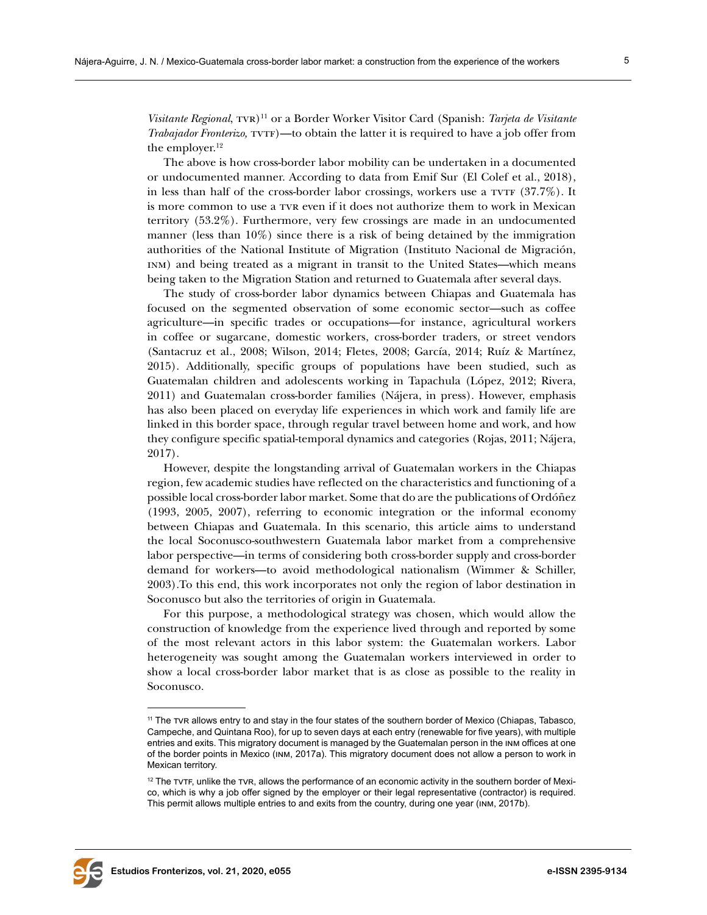*Visitante Regional*, TVR)[11] or a Border Worker Visitor Card (Spanish: *Tarjeta de Visitante Trabajador Fronterizo,* TVTF)—to obtain the latter it is required to have a job offer from the employer.[12]

The above is how cross-border labor mobility can be undertaken in a documented or undocumented manner. According to data from Emif Sur (El Colef et al., 2018), in less than half of the cross-border labor crossings, workers use a TVTF (37.7%). It is more common to use a TVR even if it does not authorize them to work in Mexican territory (53.2%). Furthermore, very few crossings are made in an undocumented manner (less than 10%) since there is a risk of being detained by the immigration authorities of the National Institute of Migration (Instituto Nacional de Migración, INM) and being treated as a migrant in transit to the United States—which means being taken to the Migration Station and returned to Guatemala after several days.

The study of cross-border labor dynamics between Chiapas and Guatemala has focused on the segmented observation of some economic sector—such as coffee agriculture—in specific trades or occupations—for instance, agricultural workers in coffee or sugarcane, domestic workers, cross-border traders, or street vendors (Santacruz et al., 2008; Wilson, 2014; Fletes, 2008; García, 2014; Ruíz & Martínez, 2015). Additionally, specific groups of populations have been studied, such as Guatemalan children and adolescents working in Tapachula (López, 2012; Rivera, 2011) and Guatemalan cross-border families (Nájera, in press). However, emphasis has also been placed on everyday life experiences in which work and family life are linked in this border space, through regular travel between home and work, and how they configure specific spatial-temporal dynamics and categories (Rojas, 2011; Nájera, 2017).

However, despite the longstanding arrival of Guatemalan workers in the Chiapas region, few academic studies have reflected on the characteristics and functioning of a possible local cross-border labor market. Some that do are the publications of Ordóñez (1993, 2005, 2007), referring to economic integration or the informal economy between Chiapas and Guatemala. In this scenario, this article aims to understand the local Soconusco-southwestern Guatemala labor market from a comprehensive labor perspective—in terms of considering both cross-border supply and cross-border demand for workers—to avoid methodological nationalism (Wimmer & Schiller, 2003).To this end, this work incorporates not only the region of labor destination in Soconusco but also the territories of origin in Guatemala.

For this purpose, a methodological strategy was chosen, which would allow the construction of knowledge from the experience lived through and reported by some of the most relevant actors in this labor system: the Guatemalan workers. Labor heterogeneity was sought among the Guatemalan workers interviewed in order to show a local cross-border labor market that is as close as possible to the reality in Soconusco.

---

[11] The TVR allows entry to and stay in the four states of the southern border of Mexico (Chiapas, Tabasco, Campeche, and Quintana Roo), for up to seven days at each entry (renewable for five years), with multiple entries and exits. This migratory document is managed by the Guatemalan person in the INM offices at one of the border points in Mexico (INM, 2017a). This migratory document does not allow a person to work in Mexican territory.

[12] The TVTF, unlike the TVR, allows the performance of an economic activity in the southern border of Mexico, which is why a job offer signed by the employer or their legal representative (contractor) is required. This permit allows multiple entries to and exits from the country, during one year (INM, 2017b).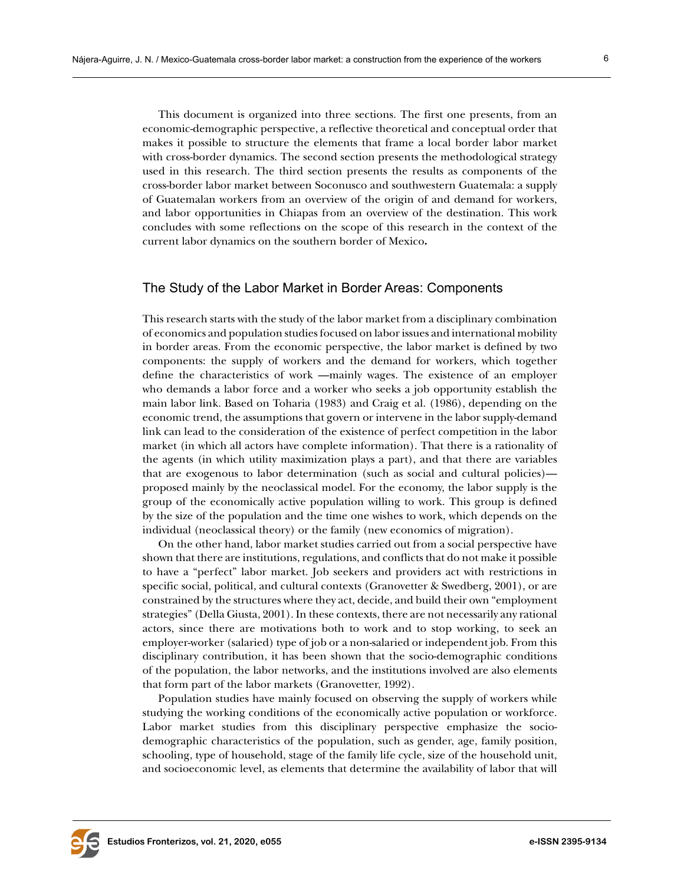This document is organized into three sections. The first one presents, from an economic-demographic perspective, a reflective theoretical and conceptual order that makes it possible to structure the elements that frame a local border labor market with cross-border dynamics. The second section presents the methodological strategy used in this research. The third section presents the results as components of the cross-border labor market between Soconusco and southwestern Guatemala: a supply of Guatemalan workers from an overview of the origin of and demand for workers, and labor opportunities in Chiapas from an overview of the destination. This work concludes with some reflections on the scope of this research in the context of the current labor dynamics on the southern border of Mexico**.**

## The Study of the Labor Market in Border Areas: Components

This research starts with the study of the labor market from a disciplinary combination of economics and population studies focused on labor issues and international mobility in border areas. From the economic perspective, the labor market is defined by two components: the supply of workers and the demand for workers, which together define the characteristics of work —mainly wages. The existence of an employer who demands a labor force and a worker who seeks a job opportunity establish the main labor link. Based on Toharia (1983) and Craig et al. (1986), depending on the economic trend, the assumptions that govern or intervene in the labor supply-demand link can lead to the consideration of the existence of perfect competition in the labor market (in which all actors have complete information). That there is a rationality of the agents (in which utility maximization plays a part), and that there are variables that are exogenous to labor determination (such as social and cultural policies)—proposed mainly by the neoclassical model. For the economy, the labor supply is the group of the economically active population willing to work. This group is defined by the size of the population and the time one wishes to work, which depends on the individual (neoclassical theory) or the family (new economics of migration).

On the other hand, labor market studies carried out from a social perspective have shown that there are institutions, regulations, and conflicts that do not make it possible to have a "perfect" labor market. Job seekers and providers act with restrictions in specific social, political, and cultural contexts (Granovetter & Swedberg, 2001), or are constrained by the structures where they act, decide, and build their own "employment strategies" (Della Giusta, 2001). In these contexts, there are not necessarily any rational actors, since there are motivations both to work and to stop working, to seek an employer-worker (salaried) type of job or a non-salaried or independent job. From this disciplinary contribution, it has been shown that the socio-demographic conditions of the population, the labor networks, and the institutions involved are also elements that form part of the labor markets (Granovetter, 1992).

Population studies have mainly focused on observing the supply of workers while studying the working conditions of the economically active population or workforce. Labor market studies from this disciplinary perspective emphasize the socio-demographic characteristics of the population, such as gender, age, family position, schooling, type of household, stage of the family life cycle, size of the household unit, and socioeconomic level, as elements that determine the availability of labor that will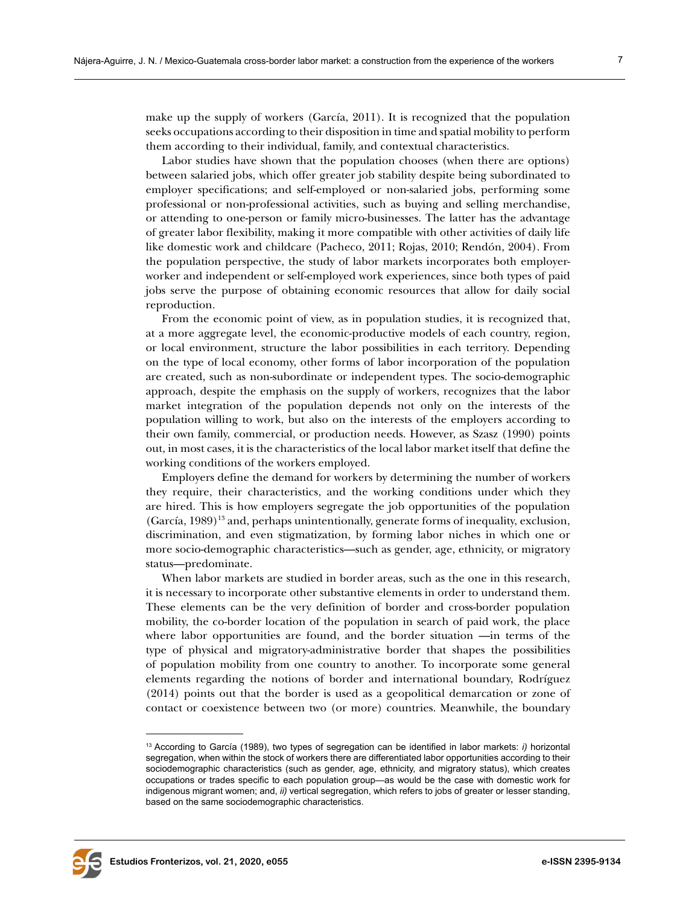make up the supply of workers (García, 2011). It is recognized that the population seeks occupations according to their disposition in time and spatial mobility to perform them according to their individual, family, and contextual characteristics.

Labor studies have shown that the population chooses (when there are options) between salaried jobs, which offer greater job stability despite being subordinated to employer specifications; and self-employed or non-salaried jobs, performing some professional or non-professional activities, such as buying and selling merchandise, or attending to one-person or family micro-businesses. The latter has the advantage of greater labor flexibility, making it more compatible with other activities of daily life like domestic work and childcare (Pacheco, 2011; Rojas, 2010; Rendón, 2004). From the population perspective, the study of labor markets incorporates both employer-worker and independent or self-employed work experiences, since both types of paid jobs serve the purpose of obtaining economic resources that allow for daily social reproduction.

From the economic point of view, as in population studies, it is recognized that, at a more aggregate level, the economic-productive models of each country, region, or local environment, structure the labor possibilities in each territory. Depending on the type of local economy, other forms of labor incorporation of the population are created, such as non-subordinate or independent types. The socio-demographic approach, despite the emphasis on the supply of workers, recognizes that the labor market integration of the population depends not only on the interests of the population willing to work, but also on the interests of the employers according to their own family, commercial, or production needs. However, as Szasz (1990) points out, in most cases, it is the characteristics of the local labor market itself that define the working conditions of the workers employed.

Employers define the demand for workers by determining the number of workers they require, their characteristics, and the working conditions under which they are hired. This is how employers segregate the job opportunities of the population (García, 1989)[13] and, perhaps unintentionally, generate forms of inequality, exclusion, discrimination, and even stigmatization, by forming labor niches in which one or more socio-demographic characteristics—such as gender, age, ethnicity, or migratory status—predominate.

When labor markets are studied in border areas, such as the one in this research, it is necessary to incorporate other substantive elements in order to understand them. These elements can be the very definition of border and cross-border population mobility, the co-border location of the population in search of paid work, the place where labor opportunities are found, and the border situation —in terms of the type of physical and migratory-administrative border that shapes the possibilities of population mobility from one country to another. To incorporate some general elements regarding the notions of border and international boundary, Rodríguez (2014) points out that the border is used as a geopolitical demarcation or zone of contact or coexistence between two (or more) countries. Meanwhile, the boundary

[13] According to García (1989), two types of segregation can be identified in labor markets: *i)* horizontal segregation, when within the stock of workers there are differentiated labor opportunities according to their sociodemographic characteristics (such as gender, age, ethnicity, and migratory status), which creates occupations or trades specific to each population group—as would be the case with domestic work for indigenous migrant women; and, *ii)* vertical segregation, which refers to jobs of greater or lesser standing, based on the same sociodemographic characteristics.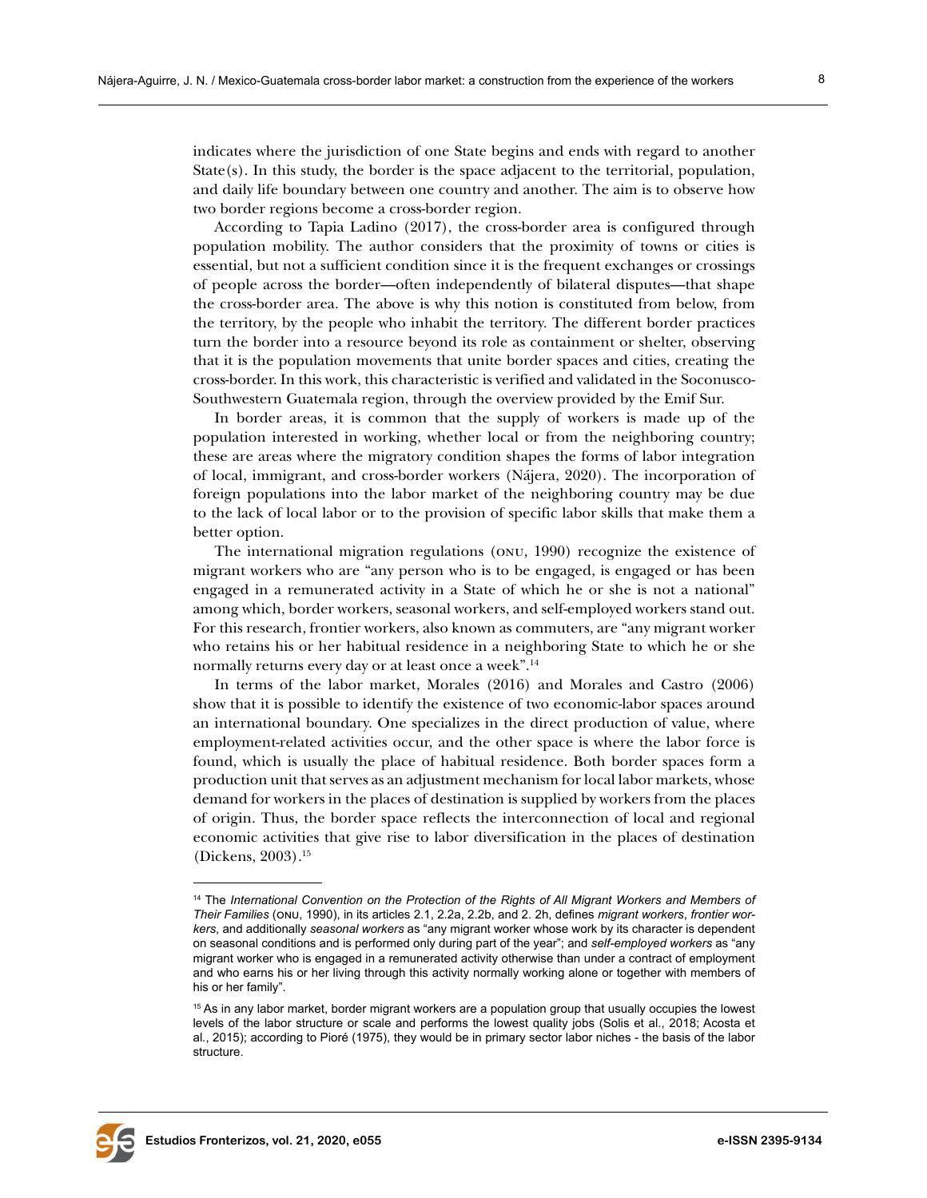indicates where the jurisdiction of one State begins and ends with regard to another State(s). In this study, the border is the space adjacent to the territorial, population, and daily life boundary between one country and another. The aim is to observe how two border regions become a cross-border region.

According to Tapia Ladino (2017), the cross-border area is configured through population mobility. The author considers that the proximity of towns or cities is essential, but not a sufficient condition since it is the frequent exchanges or crossings of people across the border—often independently of bilateral disputes—that shape the cross-border area. The above is why this notion is constituted from below, from the territory, by the people who inhabit the territory. The different border practices turn the border into a resource beyond its role as containment or shelter, observing that it is the population movements that unite border spaces and cities, creating the cross-border. In this work, this characteristic is verified and validated in the Soconusco-Southwestern Guatemala region, through the overview provided by the Emif Sur.

In border areas, it is common that the supply of workers is made up of the population interested in working, whether local or from the neighboring country; these are areas where the migratory condition shapes the forms of labor integration of local, immigrant, and cross-border workers (Nájera, 2020). The incorporation of foreign populations into the labor market of the neighboring country may be due to the lack of local labor or to the provision of specific labor skills that make them a better option.

The international migration regulations (ONU, 1990) recognize the existence of migrant workers who are "any person who is to be engaged, is engaged or has been engaged in a remunerated activity in a State of which he or she is not a national" among which, border workers, seasonal workers, and self-employed workers stand out. For this research, frontier workers, also known as commuters, are "any migrant worker who retains his or her habitual residence in a neighboring State to which he or she normally returns every day or at least once a week".[14]

In terms of the labor market, Morales (2016) and Morales and Castro (2006) show that it is possible to identify the existence of two economic-labor spaces around an international boundary. One specializes in the direct production of value, where employment-related activities occur, and the other space is where the labor force is found, which is usually the place of habitual residence. Both border spaces form a production unit that serves as an adjustment mechanism for local labor markets, whose demand for workers in the places of destination is supplied by workers from the places of origin. Thus, the border space reflects the interconnection of local and regional economic activities that give rise to labor diversification in the places of destination (Dickens, 2003).[15]

---

[14] The *International Convention on the Protection of the Rights of All Migrant Workers and Members of Their Families* (ONU, 1990), in its articles 2.1, 2.2a, 2.2b, and 2. 2h, defines *migrant workers*, *frontier workers*, and additionally *seasonal workers* as "any migrant worker whose work by its character is dependent on seasonal conditions and is performed only during part of the year"; and *self-employed workers* as "any migrant worker who is engaged in a remunerated activity otherwise than under a contract of employment and who earns his or her living through this activity normally working alone or together with members of his or her family".

[15] As in any labor market, border migrant workers are a population group that usually occupies the lowest levels of the labor structure or scale and performs the lowest quality jobs (Solis et al., 2018; Acosta et al., 2015); according to Pioré (1975), they would be in primary sector labor niches - the basis of the labor structure.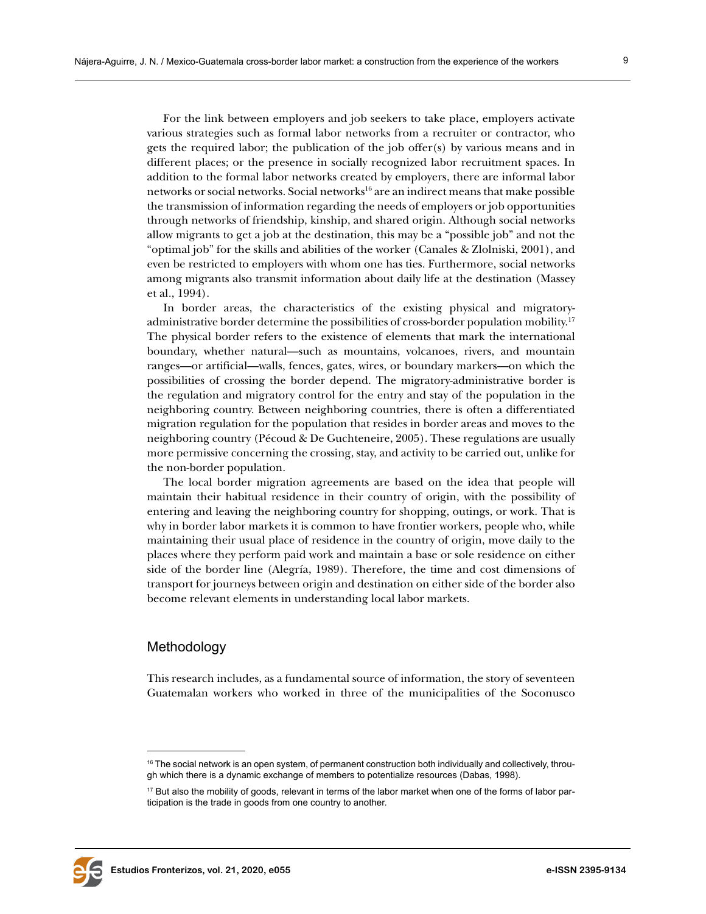For the link between employers and job seekers to take place, employers activate various strategies such as formal labor networks from a recruiter or contractor, who gets the required labor; the publication of the job offer(s) by various means and in different places; or the presence in socially recognized labor recruitment spaces. In addition to the formal labor networks created by employers, there are informal labor networks or social networks. Social networks[16] are an indirect means that make possible the transmission of information regarding the needs of employers or job opportunities through networks of friendship, kinship, and shared origin. Although social networks allow migrants to get a job at the destination, this may be a "possible job" and not the "optimal job" for the skills and abilities of the worker (Canales & Zlolniski, 2001), and even be restricted to employers with whom one has ties. Furthermore, social networks among migrants also transmit information about daily life at the destination (Massey et al., 1994).

In border areas, the characteristics of the existing physical and migratory-administrative border determine the possibilities of cross-border population mobility.[17] The physical border refers to the existence of elements that mark the international boundary, whether natural—such as mountains, volcanoes, rivers, and mountain ranges—or artificial—walls, fences, gates, wires, or boundary markers—on which the possibilities of crossing the border depend. The migratory-administrative border is the regulation and migratory control for the entry and stay of the population in the neighboring country. Between neighboring countries, there is often a differentiated migration regulation for the population that resides in border areas and moves to the neighboring country (Pécoud & De Guchteneire, 2005). These regulations are usually more permissive concerning the crossing, stay, and activity to be carried out, unlike for the non-border population.

The local border migration agreements are based on the idea that people will maintain their habitual residence in their country of origin, with the possibility of entering and leaving the neighboring country for shopping, outings, or work. That is why in border labor markets it is common to have frontier workers, people who, while maintaining their usual place of residence in the country of origin, move daily to the places where they perform paid work and maintain a base or sole residence on either side of the border line (Alegría, 1989). Therefore, the time and cost dimensions of transport for journeys between origin and destination on either side of the border also become relevant elements in understanding local labor markets.

## Methodology

This research includes, as a fundamental source of information, the story of seventeen Guatemalan workers who worked in three of the municipalities of the Soconusco

---

[16] The social network is an open system, of permanent construction both individually and collectively, through which there is a dynamic exchange of members to potentialize resources (Dabas, 1998).

[17] But also the mobility of goods, relevant in terms of the labor market when one of the forms of labor participation is the trade in goods from one country to another.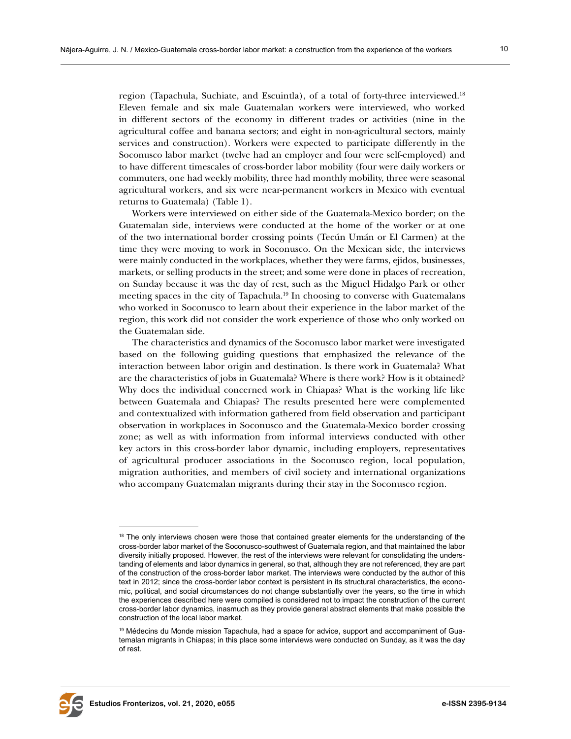region (Tapachula, Suchiate, and Escuintla), of a total of forty-three interviewed.[18] Eleven female and six male Guatemalan workers were interviewed, who worked in different sectors of the economy in different trades or activities (nine in the agricultural coffee and banana sectors; and eight in non-agricultural sectors, mainly services and construction). Workers were expected to participate differently in the Soconusco labor market (twelve had an employer and four were self-employed) and to have different timescales of cross-border labor mobility (four were daily workers or commuters, one had weekly mobility, three had monthly mobility, three were seasonal agricultural workers, and six were near-permanent workers in Mexico with eventual returns to Guatemala) (Table 1).

Workers were interviewed on either side of the Guatemala-Mexico border; on the Guatemalan side, interviews were conducted at the home of the worker or at one of the two international border crossing points (Tecún Umán or El Carmen) at the time they were moving to work in Soconusco. On the Mexican side, the interviews were mainly conducted in the workplaces, whether they were farms, ejidos, businesses, markets, or selling products in the street; and some were done in places of recreation, on Sunday because it was the day of rest, such as the Miguel Hidalgo Park or other meeting spaces in the city of Tapachula.[19] In choosing to converse with Guatemalans who worked in Soconusco to learn about their experience in the labor market of the region, this work did not consider the work experience of those who only worked on the Guatemalan side.

The characteristics and dynamics of the Soconusco labor market were investigated based on the following guiding questions that emphasized the relevance of the interaction between labor origin and destination. Is there work in Guatemala? What are the characteristics of jobs in Guatemala? Where is there work? How is it obtained? Why does the individual concerned work in Chiapas? What is the working life like between Guatemala and Chiapas? The results presented here were complemented and contextualized with information gathered from field observation and participant observation in workplaces in Soconusco and the Guatemala-Mexico border crossing zone; as well as with information from informal interviews conducted with other key actors in this cross-border labor dynamic, including employers, representatives of agricultural producer associations in the Soconusco region, local population, migration authorities, and members of civil society and international organizations who accompany Guatemalan migrants during their stay in the Soconusco region.

---

[18] The only interviews chosen were those that contained greater elements for the understanding of the cross-border labor market of the Soconusco-southwest of Guatemala region, and that maintained the labor diversity initially proposed. However, the rest of the interviews were relevant for consolidating the understanding of elements and labor dynamics in general, so that, although they are not referenced, they are part of the construction of the cross-border labor market. The interviews were conducted by the author of this text in 2012; since the cross-border labor context is persistent in its structural characteristics, the economic, political, and social circumstances do not change substantially over the years, so the time in which the experiences described here were compiled is considered not to impact the construction of the current cross-border labor dynamics, inasmuch as they provide general abstract elements that make possible the construction of the local labor market.

[19] Médecins du Monde mission Tapachula, had a space for advice, support and accompaniment of Guatemalan migrants in Chiapas; in this place some interviews were conducted on Sunday, as it was the day of rest.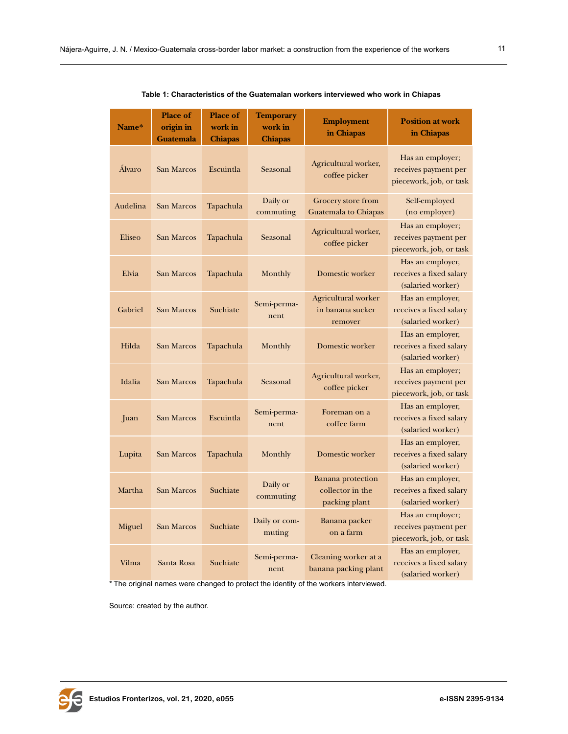**Table 1: Characteristics of the Guatemalan workers interviewed who work in Chiapas**

| Name* | Place of origin in Guatemala | Place of work in Chiapas | Temporary work in Chiapas | Employment in Chiapas | Position at work in Chiapas |
|---|---|---|---|---|---|
| Álvaro | San Marcos | Escuintla | Seasonal | Agricultural worker, coffee picker | Has an employer; receives payment per piecework, job, or task |
| Audelina | San Marcos | Tapachula | Daily or commuting | Grocery store from Guatemala to Chiapas | Self-employed (no employer) |
| Eliseo | San Marcos | Tapachula | Seasonal | Agricultural worker, coffee picker | Has an employer; receives payment per piecework, job, or task |
| Elvia | San Marcos | Tapachula | Monthly | Domestic worker | Has an employer, receives a fixed salary (salaried worker) |
| Gabriel | San Marcos | Suchiate | Semi-permanent | Agricultural worker in banana sucker remover | Has an employer, receives a fixed salary (salaried worker) |
| Hilda | San Marcos | Tapachula | Monthly | Domestic worker | Has an employer, receives a fixed salary (salaried worker) |
| Idalia | San Marcos | Tapachula | Seasonal | Agricultural worker, coffee picker | Has an employer; receives payment per piecework, job, or task |
| Juan | San Marcos | Escuintla | Semi-permanent | Foreman on a coffee farm | Has an employer, receives a fixed salary (salaried worker) |
| Lupita | San Marcos | Tapachula | Monthly | Domestic worker | Has an employer, receives a fixed salary (salaried worker) |
| Martha | San Marcos | Suchiate | Daily or commuting | Banana protection collector in the packing plant | Has an employer, receives a fixed salary (salaried worker) |
| Miguel | San Marcos | Suchiate | Daily or commuting | Banana packer on a farm | Has an employer; receives payment per piecework, job, or task |
| Vilma | Santa Rosa | Suchiate | Semi-permanent | Cleaning worker at a banana packing plant | Has an employer, receives a fixed salary (salaried worker) |

* The original names were changed to protect the identity of the workers interviewed.

Source: created by the author.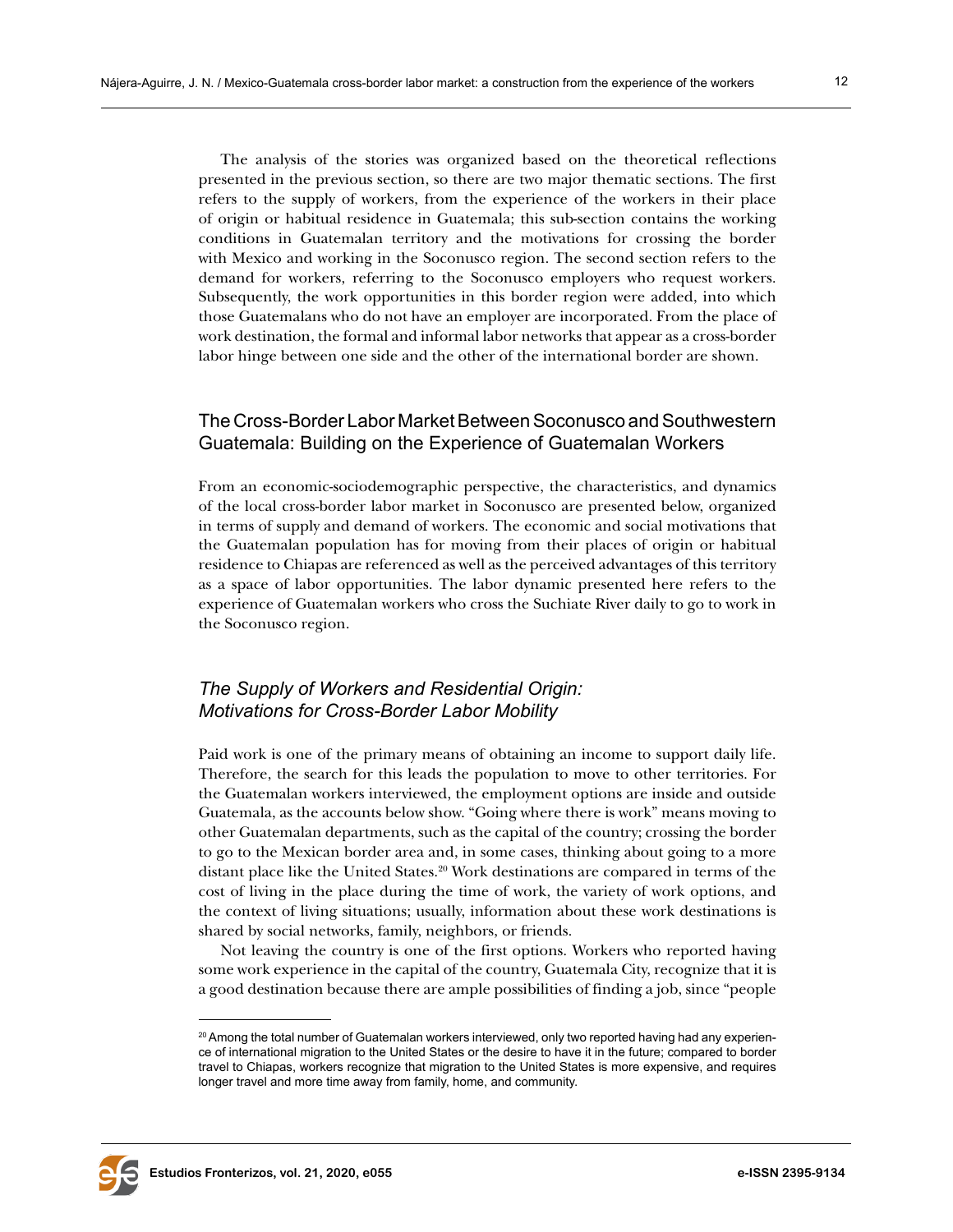The analysis of the stories was organized based on the theoretical reflections presented in the previous section, so there are two major thematic sections. The first refers to the supply of workers, from the experience of the workers in their place of origin or habitual residence in Guatemala; this sub-section contains the working conditions in Guatemalan territory and the motivations for crossing the border with Mexico and working in the Soconusco region. The second section refers to the demand for workers, referring to the Soconusco employers who request workers. Subsequently, the work opportunities in this border region were added, into which those Guatemalans who do not have an employer are incorporated. From the place of work destination, the formal and informal labor networks that appear as a cross-border labor hinge between one side and the other of the international border are shown.

## The Cross-Border Labor Market Between Soconusco and Southwestern Guatemala: Building on the Experience of Guatemalan Workers

From an economic-sociodemographic perspective, the characteristics, and dynamics of the local cross-border labor market in Soconusco are presented below, organized in terms of supply and demand of workers. The economic and social motivations that the Guatemalan population has for moving from their places of origin or habitual residence to Chiapas are referenced as well as the perceived advantages of this territory as a space of labor opportunities. The labor dynamic presented here refers to the experience of Guatemalan workers who cross the Suchiate River daily to go to work in the Soconusco region.

### *The Supply of Workers and Residential Origin: Motivations for Cross-Border Labor Mobility*

Paid work is one of the primary means of obtaining an income to support daily life. Therefore, the search for this leads the population to move to other territories. For the Guatemalan workers interviewed, the employment options are inside and outside Guatemala, as the accounts below show. "Going where there is work" means moving to other Guatemalan departments, such as the capital of the country; crossing the border to go to the Mexican border area and, in some cases, thinking about going to a more distant place like the United States.[20] Work destinations are compared in terms of the cost of living in the place during the time of work, the variety of work options, and the context of living situations; usually, information about these work destinations is shared by social networks, family, neighbors, or friends.

Not leaving the country is one of the first options. Workers who reported having some work experience in the capital of the country, Guatemala City, recognize that it is a good destination because there are ample possibilities of finding a job, since "people

---

[20] Among the total number of Guatemalan workers interviewed, only two reported having had any experience of international migration to the United States or the desire to have it in the future; compared to border travel to Chiapas, workers recognize that migration to the United States is more expensive, and requires longer travel and more time away from family, home, and community.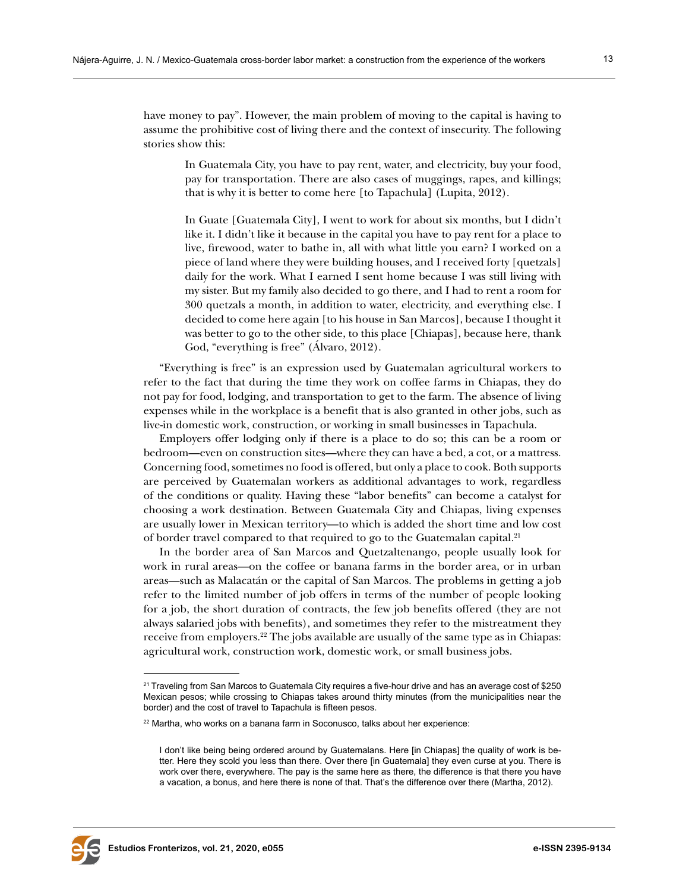have money to pay". However, the main problem of moving to the capital is having to assume the prohibitive cost of living there and the context of insecurity. The following stories show this:

> In Guatemala City, you have to pay rent, water, and electricity, buy your food, pay for transportation. There are also cases of muggings, rapes, and killings; that is why it is better to come here [to Tapachula] (Lupita, 2012).

> In Guate [Guatemala City], I went to work for about six months, but I didn't like it. I didn't like it because in the capital you have to pay rent for a place to live, firewood, water to bathe in, all with what little you earn? I worked on a piece of land where they were building houses, and I received forty [quetzals] daily for the work. What I earned I sent home because I was still living with my sister. But my family also decided to go there, and I had to rent a room for 300 quetzals a month, in addition to water, electricity, and everything else. I decided to come here again [to his house in San Marcos], because I thought it was better to go to the other side, to this place [Chiapas], because here, thank God, "everything is free" (Álvaro, 2012).

"Everything is free" is an expression used by Guatemalan agricultural workers to refer to the fact that during the time they work on coffee farms in Chiapas, they do not pay for food, lodging, and transportation to get to the farm. The absence of living expenses while in the workplace is a benefit that is also granted in other jobs, such as live-in domestic work, construction, or working in small businesses in Tapachula.

Employers offer lodging only if there is a place to do so; this can be a room or bedroom—even on construction sites—where they can have a bed, a cot, or a mattress. Concerning food, sometimes no food is offered, but only a place to cook. Both supports are perceived by Guatemalan workers as additional advantages to work, regardless of the conditions or quality. Having these "labor benefits" can become a catalyst for choosing a work destination. Between Guatemala City and Chiapas, living expenses are usually lower in Mexican territory—to which is added the short time and low cost of border travel compared to that required to go to the Guatemalan capital.[21]

In the border area of San Marcos and Quetzaltenango, people usually look for work in rural areas—on the coffee or banana farms in the border area, or in urban areas—such as Malacatán or the capital of San Marcos. The problems in getting a job refer to the limited number of job offers in terms of the number of people looking for a job, the short duration of contracts, the few job benefits offered (they are not always salaried jobs with benefits), and sometimes they refer to the mistreatment they receive from employers.[22] The jobs available are usually of the same type as in Chiapas: agricultural work, construction work, domestic work, or small business jobs.

---

[21] Traveling from San Marcos to Guatemala City requires a five-hour drive and has an average cost of $250 Mexican pesos; while crossing to Chiapas takes around thirty minutes (from the municipalities near the border) and the cost of travel to Tapachula is fifteen pesos.

[22] Martha, who works on a banana farm in Soconusco, talks about her experience:

> I don't like being being ordered around by Guatemalans. Here [in Chiapas] the quality of work is better. Here they scold you less than there. Over there [in Guatemala] they even curse at you. There is work over there, everywhere. The pay is the same here as there, the difference is that there you have a vacation, a bonus, and here there is none of that. That's the difference over there (Martha, 2012).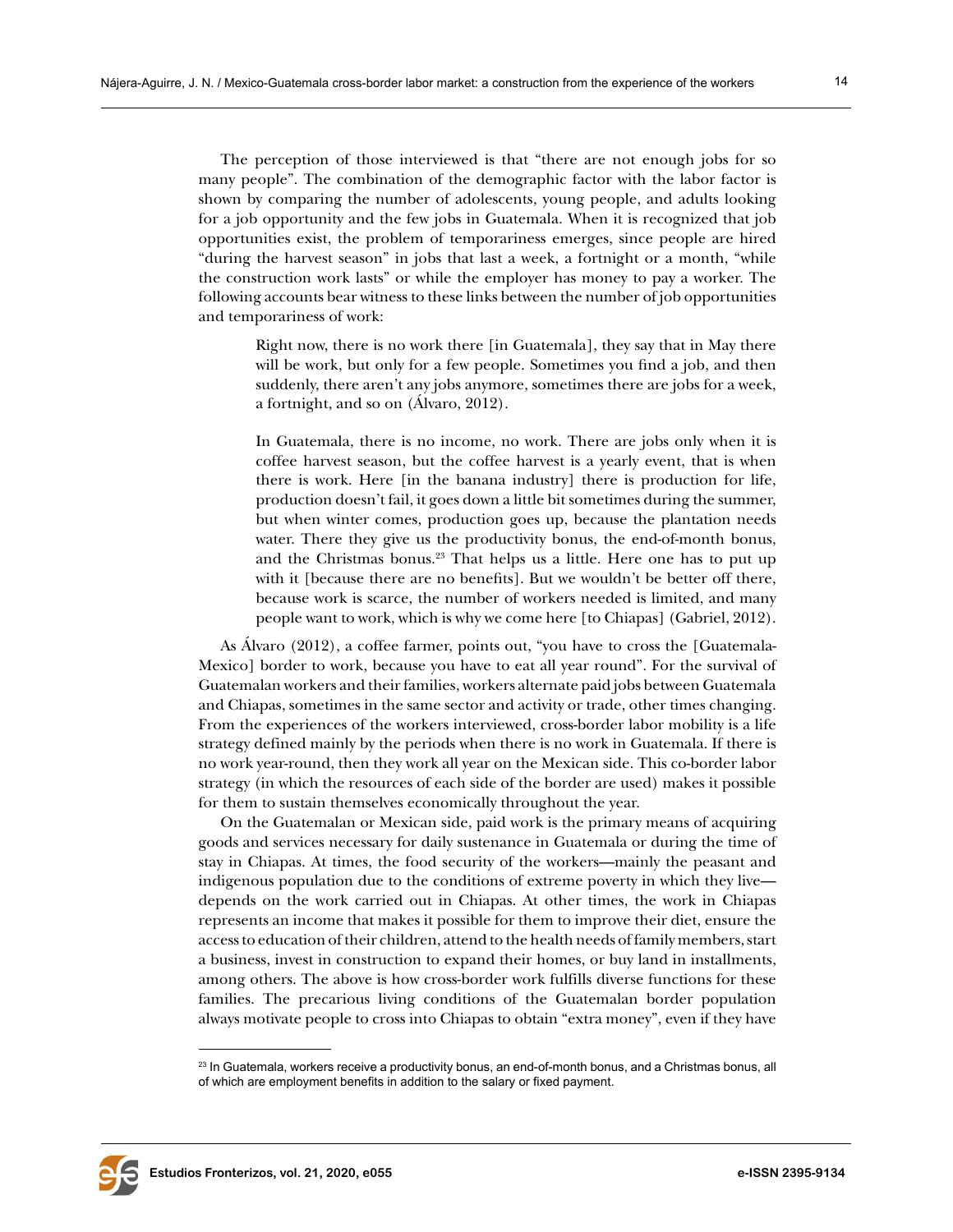The perception of those interviewed is that "there are not enough jobs for so many people". The combination of the demographic factor with the labor factor is shown by comparing the number of adolescents, young people, and adults looking for a job opportunity and the few jobs in Guatemala. When it is recognized that job opportunities exist, the problem of temporariness emerges, since people are hired "during the harvest season" in jobs that last a week, a fortnight or a month, "while the construction work lasts" or while the employer has money to pay a worker. The following accounts bear witness to these links between the number of job opportunities and temporariness of work:

> Right now, there is no work there [in Guatemala], they say that in May there will be work, but only for a few people. Sometimes you find a job, and then suddenly, there aren't any jobs anymore, sometimes there are jobs for a week, a fortnight, and so on (Álvaro, 2012).
>
> In Guatemala, there is no income, no work. There are jobs only when it is coffee harvest season, but the coffee harvest is a yearly event, that is when there is work. Here [in the banana industry] there is production for life, production doesn't fail, it goes down a little bit sometimes during the summer, but when winter comes, production goes up, because the plantation needs water. There they give us the productivity bonus, the end-of-month bonus, and the Christmas bonus.[23] That helps us a little. Here one has to put up with it [because there are no benefits]. But we wouldn't be better off there, because work is scarce, the number of workers needed is limited, and many people want to work, which is why we come here [to Chiapas] (Gabriel, 2012).

As Álvaro (2012), a coffee farmer, points out, "you have to cross the [Guatemala-Mexico] border to work, because you have to eat all year round". For the survival of Guatemalan workers and their families, workers alternate paid jobs between Guatemala and Chiapas, sometimes in the same sector and activity or trade, other times changing. From the experiences of the workers interviewed, cross-border labor mobility is a life strategy defined mainly by the periods when there is no work in Guatemala. If there is no work year-round, then they work all year on the Mexican side. This co-border labor strategy (in which the resources of each side of the border are used) makes it possible for them to sustain themselves economically throughout the year.

On the Guatemalan or Mexican side, paid work is the primary means of acquiring goods and services necessary for daily sustenance in Guatemala or during the time of stay in Chiapas. At times, the food security of the workers—mainly the peasant and indigenous population due to the conditions of extreme poverty in which they live—depends on the work carried out in Chiapas. At other times, the work in Chiapas represents an income that makes it possible for them to improve their diet, ensure the access to education of their children, attend to the health needs of family members, start a business, invest in construction to expand their homes, or buy land in installments, among others. The above is how cross-border work fulfills diverse functions for these families. The precarious living conditions of the Guatemalan border population always motivate people to cross into Chiapas to obtain "extra money", even if they have

[23] In Guatemala, workers receive a productivity bonus, an end-of-month bonus, and a Christmas bonus, all of which are employment benefits in addition to the salary or fixed payment.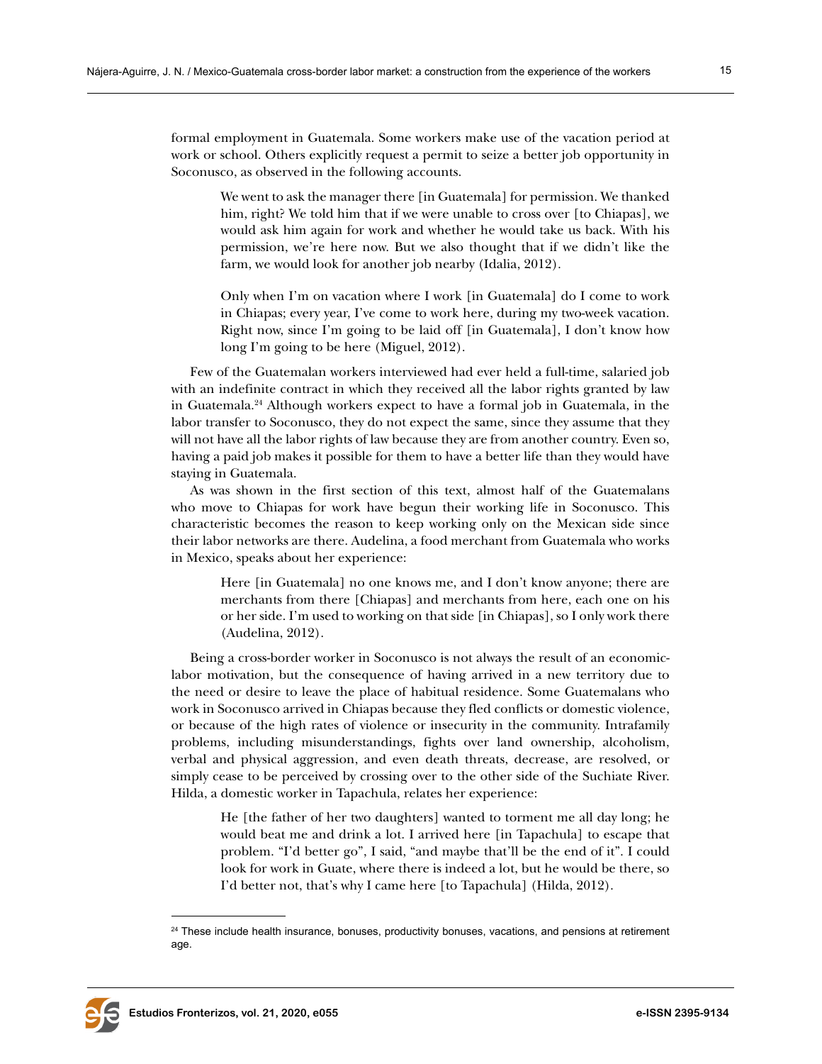formal employment in Guatemala. Some workers make use of the vacation period at work or school. Others explicitly request a permit to seize a better job opportunity in Soconusco, as observed in the following accounts.

> We went to ask the manager there [in Guatemala] for permission. We thanked him, right? We told him that if we were unable to cross over [to Chiapas], we would ask him again for work and whether he would take us back. With his permission, we're here now. But we also thought that if we didn't like the farm, we would look for another job nearby (Idalia, 2012).

> Only when I'm on vacation where I work [in Guatemala] do I come to work in Chiapas; every year, I've come to work here, during my two-week vacation. Right now, since I'm going to be laid off [in Guatemala], I don't know how long I'm going to be here (Miguel, 2012).

Few of the Guatemalan workers interviewed had ever held a full-time, salaried job with an indefinite contract in which they received all the labor rights granted by law in Guatemala.[24] Although workers expect to have a formal job in Guatemala, in the labor transfer to Soconusco, they do not expect the same, since they assume that they will not have all the labor rights of law because they are from another country. Even so, having a paid job makes it possible for them to have a better life than they would have staying in Guatemala.

As was shown in the first section of this text, almost half of the Guatemalans who move to Chiapas for work have begun their working life in Soconusco. This characteristic becomes the reason to keep working only on the Mexican side since their labor networks are there. Audelina, a food merchant from Guatemala who works in Mexico, speaks about her experience:

> Here [in Guatemala] no one knows me, and I don't know anyone; there are merchants from there [Chiapas] and merchants from here, each one on his or her side. I'm used to working on that side [in Chiapas], so I only work there (Audelina, 2012).

Being a cross-border worker in Soconusco is not always the result of an economic-labor motivation, but the consequence of having arrived in a new territory due to the need or desire to leave the place of habitual residence. Some Guatemalans who work in Soconusco arrived in Chiapas because they fled conflicts or domestic violence, or because of the high rates of violence or insecurity in the community. Intrafamily problems, including misunderstandings, fights over land ownership, alcoholism, verbal and physical aggression, and even death threats, decrease, are resolved, or simply cease to be perceived by crossing over to the other side of the Suchiate River. Hilda, a domestic worker in Tapachula, relates her experience:

> He [the father of her two daughters] wanted to torment me all day long; he would beat me and drink a lot. I arrived here [in Tapachula] to escape that problem. "I'd better go", I said, "and maybe that'll be the end of it". I could look for work in Guate, where there is indeed a lot, but he would be there, so I'd better not, that's why I came here [to Tapachula] (Hilda, 2012).

---

[24] These include health insurance, bonuses, productivity bonuses, vacations, and pensions at retirement age.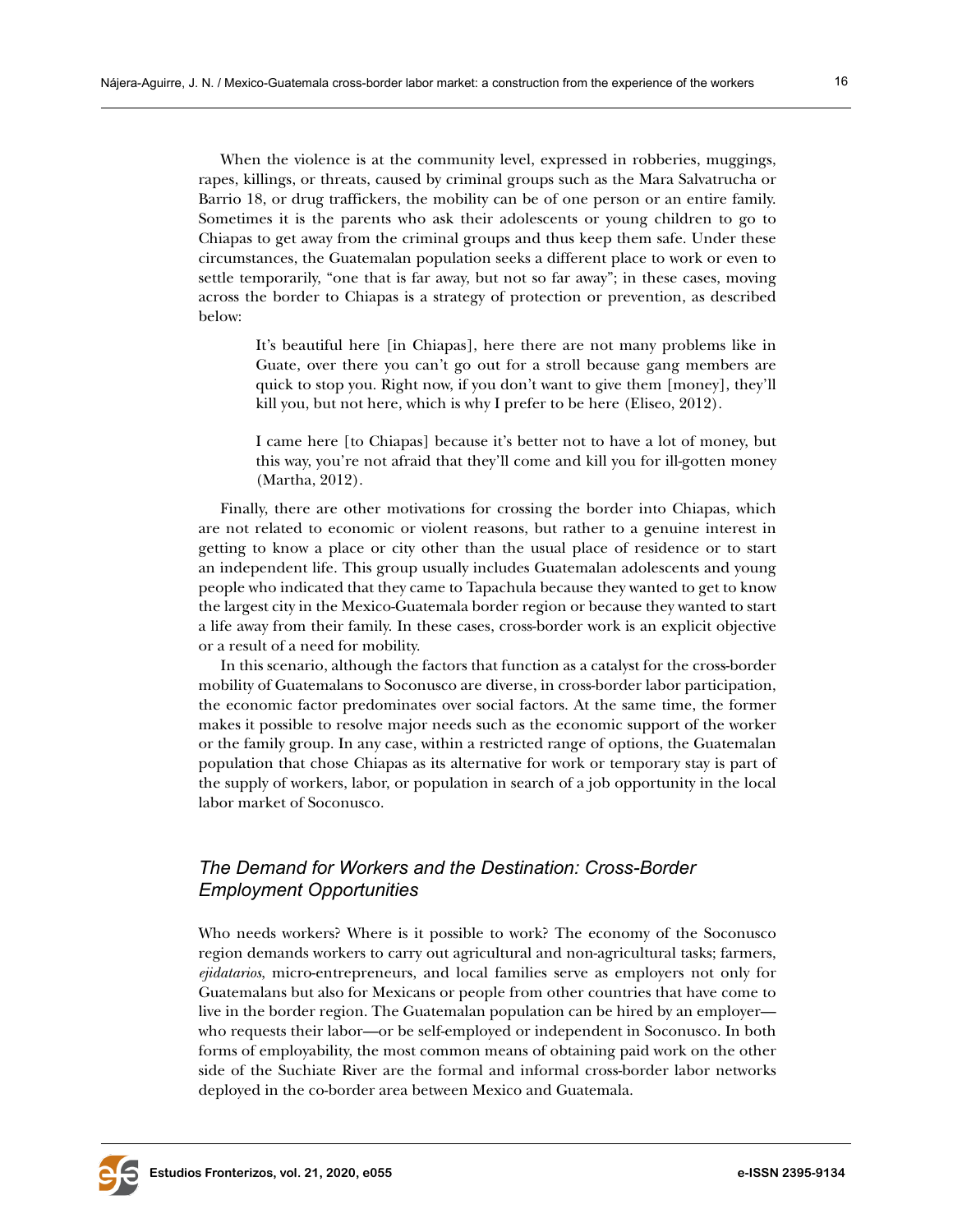When the violence is at the community level, expressed in robberies, muggings, rapes, killings, or threats, caused by criminal groups such as the Mara Salvatrucha or Barrio 18, or drug traffickers, the mobility can be of one person or an entire family. Sometimes it is the parents who ask their adolescents or young children to go to Chiapas to get away from the criminal groups and thus keep them safe. Under these circumstances, the Guatemalan population seeks a different place to work or even to settle temporarily, "one that is far away, but not so far away"; in these cases, moving across the border to Chiapas is a strategy of protection or prevention, as described below:

> It's beautiful here [in Chiapas], here there are not many problems like in Guate, over there you can't go out for a stroll because gang members are quick to stop you. Right now, if you don't want to give them [money], they'll kill you, but not here, which is why I prefer to be here (Eliseo, 2012).

> I came here [to Chiapas] because it's better not to have a lot of money, but this way, you're not afraid that they'll come and kill you for ill-gotten money (Martha, 2012).

Finally, there are other motivations for crossing the border into Chiapas, which are not related to economic or violent reasons, but rather to a genuine interest in getting to know a place or city other than the usual place of residence or to start an independent life. This group usually includes Guatemalan adolescents and young people who indicated that they came to Tapachula because they wanted to get to know the largest city in the Mexico-Guatemala border region or because they wanted to start a life away from their family. In these cases, cross-border work is an explicit objective or a result of a need for mobility.

In this scenario, although the factors that function as a catalyst for the cross-border mobility of Guatemalans to Soconusco are diverse, in cross-border labor participation, the economic factor predominates over social factors. At the same time, the former makes it possible to resolve major needs such as the economic support of the worker or the family group. In any case, within a restricted range of options, the Guatemalan population that chose Chiapas as its alternative for work or temporary stay is part of the supply of workers, labor, or population in search of a job opportunity in the local labor market of Soconusco.

## *The Demand for Workers and the Destination: Cross-Border Employment Opportunities*

Who needs workers? Where is it possible to work? The economy of the Soconusco region demands workers to carry out agricultural and non-agricultural tasks; farmers, *ejidatarios*, micro-entrepreneurs, and local families serve as employers not only for Guatemalans but also for Mexicans or people from other countries that have come to live in the border region. The Guatemalan population can be hired by an employer—who requests their labor—or be self-employed or independent in Soconusco. In both forms of employability, the most common means of obtaining paid work on the other side of the Suchiate River are the formal and informal cross-border labor networks deployed in the co-border area between Mexico and Guatemala.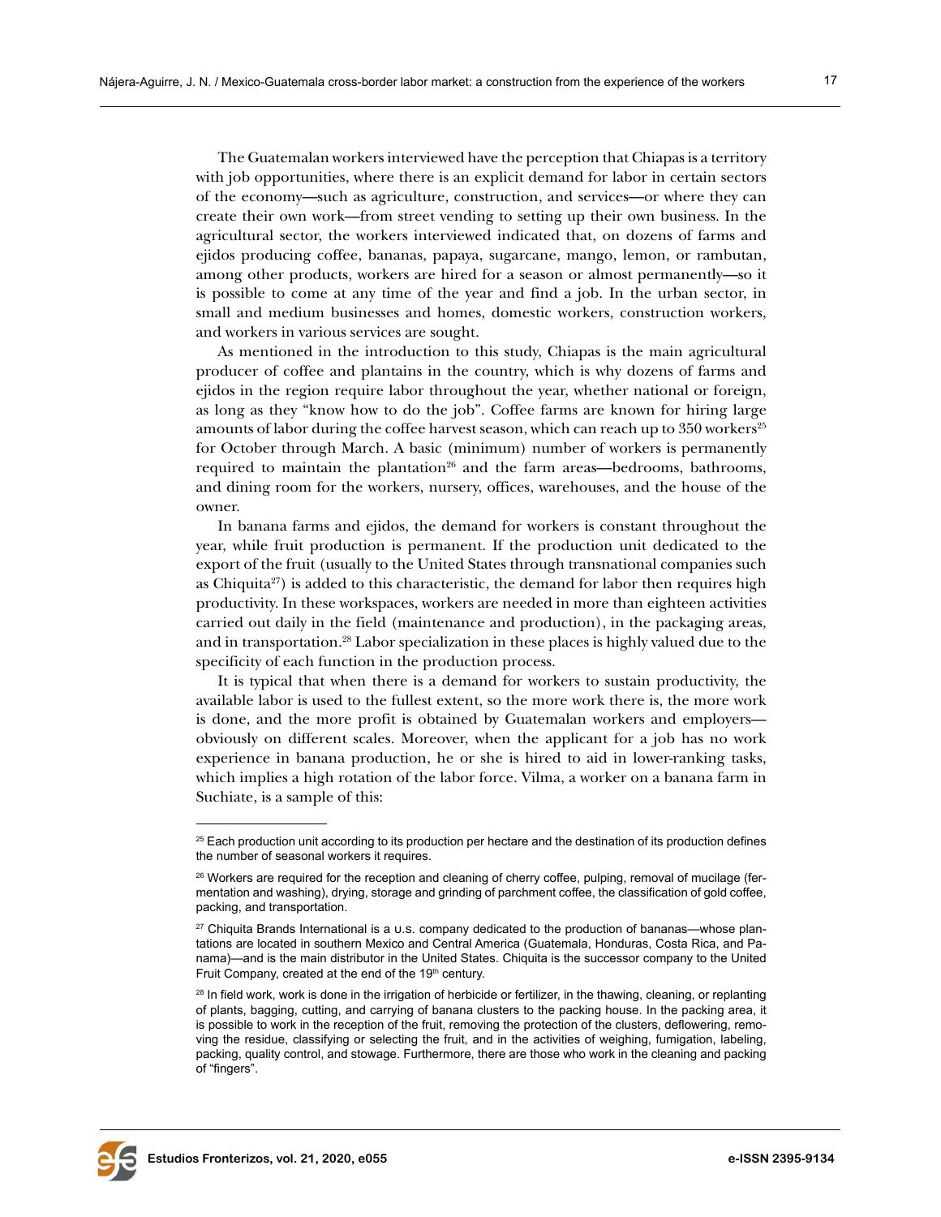The Guatemalan workers interviewed have the perception that Chiapas is a territory with job opportunities, where there is an explicit demand for labor in certain sectors of the economy—such as agriculture, construction, and services—or where they can create their own work—from street vending to setting up their own business. In the agricultural sector, the workers interviewed indicated that, on dozens of farms and ejidos producing coffee, bananas, papaya, sugarcane, mango, lemon, or rambutan, among other products, workers are hired for a season or almost permanently—so it is possible to come at any time of the year and find a job. In the urban sector, in small and medium businesses and homes, domestic workers, construction workers, and workers in various services are sought.

As mentioned in the introduction to this study, Chiapas is the main agricultural producer of coffee and plantains in the country, which is why dozens of farms and ejidos in the region require labor throughout the year, whether national or foreign, as long as they "know how to do the job". Coffee farms are known for hiring large amounts of labor during the coffee harvest season, which can reach up to 350 workers[25] for October through March. A basic (minimum) number of workers is permanently required to maintain the plantation[26] and the farm areas—bedrooms, bathrooms, and dining room for the workers, nursery, offices, warehouses, and the house of the owner.

In banana farms and ejidos, the demand for workers is constant throughout the year, while fruit production is permanent. If the production unit dedicated to the export of the fruit (usually to the United States through transnational companies such as Chiquita[27]) is added to this characteristic, the demand for labor then requires high productivity. In these workspaces, workers are needed in more than eighteen activities carried out daily in the field (maintenance and production), in the packaging areas, and in transportation.[28] Labor specialization in these places is highly valued due to the specificity of each function in the production process.

It is typical that when there is a demand for workers to sustain productivity, the available labor is used to the fullest extent, so the more work there is, the more work is done, and the more profit is obtained by Guatemalan workers and employers—obviously on different scales. Moreover, when the applicant for a job has no work experience in banana production, he or she is hired to aid in lower-ranking tasks, which implies a high rotation of the labor force. Vilma, a worker on a banana farm in Suchiate, is a sample of this:

---

[25] Each production unit according to its production per hectare and the destination of its production defines the number of seasonal workers it requires.

[26] Workers are required for the reception and cleaning of cherry coffee, pulping, removal of mucilage (fermentation and washing), drying, storage and grinding of parchment coffee, the classification of gold coffee, packing, and transportation.

[27] Chiquita Brands International is a U.S. company dedicated to the production of bananas—whose plantations are located in southern Mexico and Central America (Guatemala, Honduras, Costa Rica, and Panama)—and is the main distributor in the United States. Chiquita is the successor company to the United Fruit Company, created at the end of the 19th century.

[28] In field work, work is done in the irrigation of herbicide or fertilizer, in the thawing, cleaning, or replanting of plants, bagging, cutting, and carrying of banana clusters to the packing house. In the packing area, it is possible to work in the reception of the fruit, removing the protection of the clusters, deflowering, removing the residue, classifying or selecting the fruit, and in the activities of weighing, fumigation, labeling, packing, quality control, and stowage. Furthermore, there are those who work in the cleaning and packing of "fingers".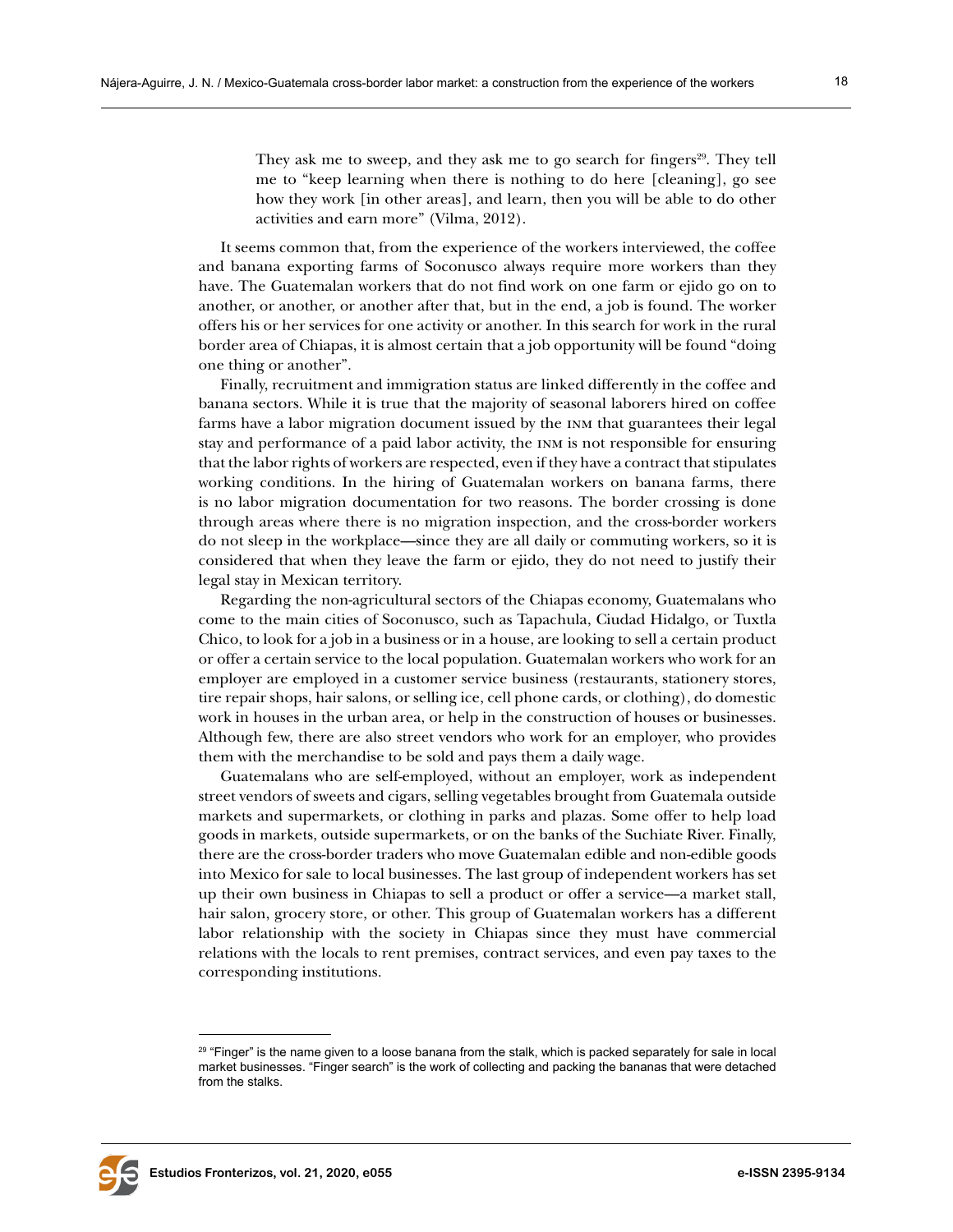> They ask me to sweep, and they ask me to go search for fingers[29]. They tell me to "keep learning when there is nothing to do here [cleaning], go see how they work [in other areas], and learn, then you will be able to do other activities and earn more" (Vilma, 2012).

It seems common that, from the experience of the workers interviewed, the coffee and banana exporting farms of Soconusco always require more workers than they have. The Guatemalan workers that do not find work on one farm or ejido go on to another, or another, or another after that, but in the end, a job is found. The worker offers his or her services for one activity or another. In this search for work in the rural border area of Chiapas, it is almost certain that a job opportunity will be found "doing one thing or another".

Finally, recruitment and immigration status are linked differently in the coffee and banana sectors. While it is true that the majority of seasonal laborers hired on coffee farms have a labor migration document issued by the INM that guarantees their legal stay and performance of a paid labor activity, the INM is not responsible for ensuring that the labor rights of workers are respected, even if they have a contract that stipulates working conditions. In the hiring of Guatemalan workers on banana farms, there is no labor migration documentation for two reasons. The border crossing is done through areas where there is no migration inspection, and the cross-border workers do not sleep in the workplace—since they are all daily or commuting workers, so it is considered that when they leave the farm or ejido, they do not need to justify their legal stay in Mexican territory.

Regarding the non-agricultural sectors of the Chiapas economy, Guatemalans who come to the main cities of Soconusco, such as Tapachula, Ciudad Hidalgo, or Tuxtla Chico, to look for a job in a business or in a house, are looking to sell a certain product or offer a certain service to the local population. Guatemalan workers who work for an employer are employed in a customer service business (restaurants, stationery stores, tire repair shops, hair salons, or selling ice, cell phone cards, or clothing), do domestic work in houses in the urban area, or help in the construction of houses or businesses. Although few, there are also street vendors who work for an employer, who provides them with the merchandise to be sold and pays them a daily wage.

Guatemalans who are self-employed, without an employer, work as independent street vendors of sweets and cigars, selling vegetables brought from Guatemala outside markets and supermarkets, or clothing in parks and plazas. Some offer to help load goods in markets, outside supermarkets, or on the banks of the Suchiate River. Finally, there are the cross-border traders who move Guatemalan edible and non-edible goods into Mexico for sale to local businesses. The last group of independent workers has set up their own business in Chiapas to sell a product or offer a service—a market stall, hair salon, grocery store, or other. This group of Guatemalan workers has a different labor relationship with the society in Chiapas since they must have commercial relations with the locals to rent premises, contract services, and even pay taxes to the corresponding institutions.

[29] "Finger" is the name given to a loose banana from the stalk, which is packed separately for sale in local market businesses. "Finger search" is the work of collecting and packing the bananas that were detached from the stalks.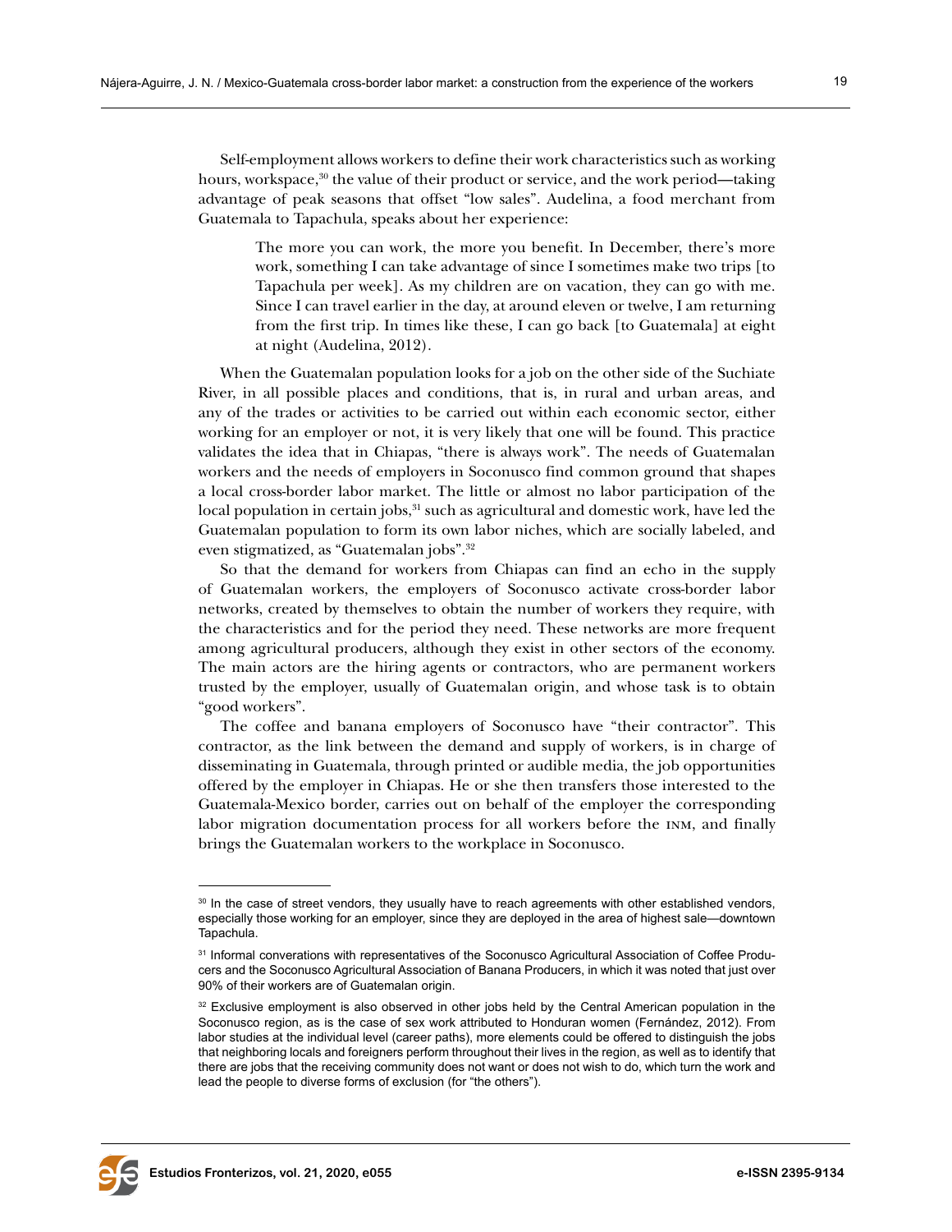Self-employment allows workers to define their work characteristics such as working hours, workspace,[30] the value of their product or service, and the work period—taking advantage of peak seasons that offset "low sales". Audelina, a food merchant from Guatemala to Tapachula, speaks about her experience:

> The more you can work, the more you benefit. In December, there's more work, something I can take advantage of since I sometimes make two trips [to Tapachula per week]. As my children are on vacation, they can go with me. Since I can travel earlier in the day, at around eleven or twelve, I am returning from the first trip. In times like these, I can go back [to Guatemala] at eight at night (Audelina, 2012).

When the Guatemalan population looks for a job on the other side of the Suchiate River, in all possible places and conditions, that is, in rural and urban areas, and any of the trades or activities to be carried out within each economic sector, either working for an employer or not, it is very likely that one will be found. This practice validates the idea that in Chiapas, "there is always work". The needs of Guatemalan workers and the needs of employers in Soconusco find common ground that shapes a local cross-border labor market. The little or almost no labor participation of the local population in certain jobs,[31] such as agricultural and domestic work, have led the Guatemalan population to form its own labor niches, which are socially labeled, and even stigmatized, as "Guatemalan jobs".[32]

So that the demand for workers from Chiapas can find an echo in the supply of Guatemalan workers, the employers of Soconusco activate cross-border labor networks, created by themselves to obtain the number of workers they require, with the characteristics and for the period they need. These networks are more frequent among agricultural producers, although they exist in other sectors of the economy. The main actors are the hiring agents or contractors, who are permanent workers trusted by the employer, usually of Guatemalan origin, and whose task is to obtain "good workers".

The coffee and banana employers of Soconusco have "their contractor". This contractor, as the link between the demand and supply of workers, is in charge of disseminating in Guatemala, through printed or audible media, the job opportunities offered by the employer in Chiapas. He or she then transfers those interested to the Guatemala-Mexico border, carries out on behalf of the employer the corresponding labor migration documentation process for all workers before the INM, and finally brings the Guatemalan workers to the workplace in Soconusco.

---

[30] In the case of street vendors, they usually have to reach agreements with other established vendors, especially those working for an employer, since they are deployed in the area of highest sale—downtown Tapachula.

[31] Informal converations with representatives of the Soconusco Agricultural Association of Coffee Producers and the Soconusco Agricultural Association of Banana Producers, in which it was noted that just over 90% of their workers are of Guatemalan origin.

[32] Exclusive employment is also observed in other jobs held by the Central American population in the Soconusco region, as is the case of sex work attributed to Honduran women (Fernández, 2012). From labor studies at the individual level (career paths), more elements could be offered to distinguish the jobs that neighboring locals and foreigners perform throughout their lives in the region, as well as to identify that there are jobs that the receiving community does not want or does not wish to do, which turn the work and lead the people to diverse forms of exclusion (for "the others").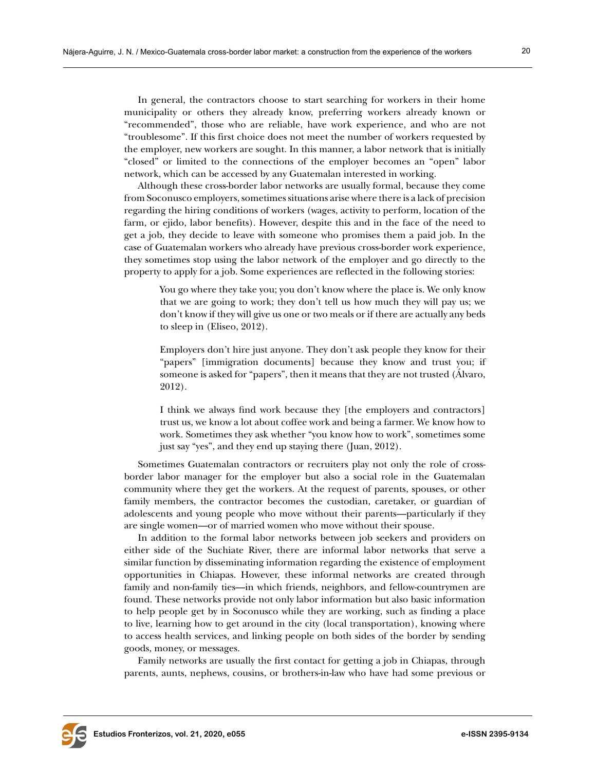In general, the contractors choose to start searching for workers in their home municipality or others they already know, preferring workers already known or "recommended", those who are reliable, have work experience, and who are not "troublesome". If this first choice does not meet the number of workers requested by the employer, new workers are sought. In this manner, a labor network that is initially "closed" or limited to the connections of the employer becomes an "open" labor network, which can be accessed by any Guatemalan interested in working.

Although these cross-border labor networks are usually formal, because they come from Soconusco employers, sometimes situations arise where there is a lack of precision regarding the hiring conditions of workers (wages, activity to perform, location of the farm, or ejido, labor benefits). However, despite this and in the face of the need to get a job, they decide to leave with someone who promises them a paid job. In the case of Guatemalan workers who already have previous cross-border work experience, they sometimes stop using the labor network of the employer and go directly to the property to apply for a job. Some experiences are reflected in the following stories:

> You go where they take you; you don't know where the place is. We only know that we are going to work; they don't tell us how much they will pay us; we don't know if they will give us one or two meals or if there are actually any beds to sleep in (Eliseo, 2012).

> Employers don't hire just anyone. They don't ask people they know for their "papers" [immigration documents] because they know and trust you; if someone is asked for "papers", then it means that they are not trusted (Álvaro, 2012).

> I think we always find work because they [the employers and contractors] trust us, we know a lot about coffee work and being a farmer. We know how to work. Sometimes they ask whether "you know how to work", sometimes some just say "yes", and they end up staying there (Juan, 2012).

Sometimes Guatemalan contractors or recruiters play not only the role of cross-border labor manager for the employer but also a social role in the Guatemalan community where they get the workers. At the request of parents, spouses, or other family members, the contractor becomes the custodian, caretaker, or guardian of adolescents and young people who move without their parents—particularly if they are single women—or of married women who move without their spouse.

In addition to the formal labor networks between job seekers and providers on either side of the Suchiate River, there are informal labor networks that serve a similar function by disseminating information regarding the existence of employment opportunities in Chiapas. However, these informal networks are created through family and non-family ties—in which friends, neighbors, and fellow-countrymen are found. These networks provide not only labor information but also basic information to help people get by in Soconusco while they are working, such as finding a place to live, learning how to get around in the city (local transportation), knowing where to access health services, and linking people on both sides of the border by sending goods, money, or messages.

Family networks are usually the first contact for getting a job in Chiapas, through parents, aunts, nephews, cousins, or brothers-in-law who have had some previous or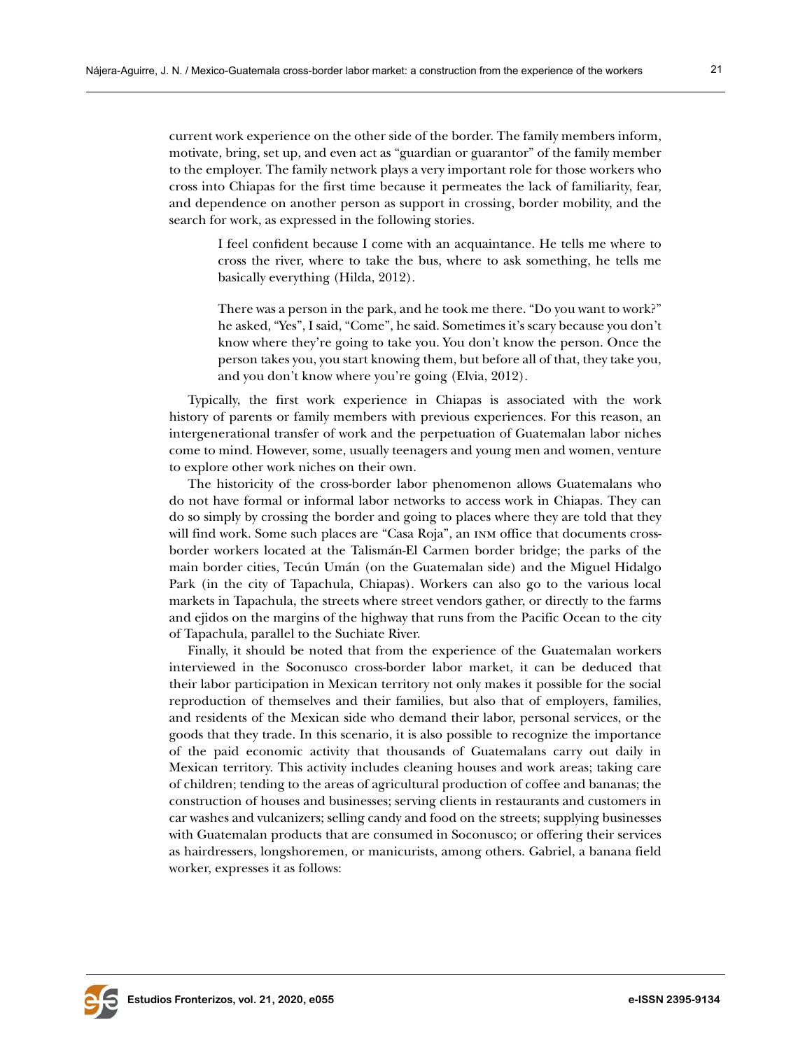current work experience on the other side of the border. The family members inform, motivate, bring, set up, and even act as "guardian or guarantor" of the family member to the employer. The family network plays a very important role for those workers who cross into Chiapas for the first time because it permeates the lack of familiarity, fear, and dependence on another person as support in crossing, border mobility, and the search for work, as expressed in the following stories.

> I feel confident because I come with an acquaintance. He tells me where to cross the river, where to take the bus, where to ask something, he tells me basically everything (Hilda, 2012).

> There was a person in the park, and he took me there. "Do you want to work?" he asked, "Yes", I said, "Come", he said. Sometimes it's scary because you don't know where they're going to take you. You don't know the person. Once the person takes you, you start knowing them, but before all of that, they take you, and you don't know where you're going (Elvia, 2012).

Typically, the first work experience in Chiapas is associated with the work history of parents or family members with previous experiences. For this reason, an intergenerational transfer of work and the perpetuation of Guatemalan labor niches come to mind. However, some, usually teenagers and young men and women, venture to explore other work niches on their own.

The historicity of the cross-border labor phenomenon allows Guatemalans who do not have formal or informal labor networks to access work in Chiapas. They can do so simply by crossing the border and going to places where they are told that they will find work. Some such places are "Casa Roja", an INM office that documents cross-border workers located at the Talismán-El Carmen border bridge; the parks of the main border cities, Tecún Umán (on the Guatemalan side) and the Miguel Hidalgo Park (in the city of Tapachula, Chiapas). Workers can also go to the various local markets in Tapachula, the streets where street vendors gather, or directly to the farms and ejidos on the margins of the highway that runs from the Pacific Ocean to the city of Tapachula, parallel to the Suchiate River.

Finally, it should be noted that from the experience of the Guatemalan workers interviewed in the Soconusco cross-border labor market, it can be deduced that their labor participation in Mexican territory not only makes it possible for the social reproduction of themselves and their families, but also that of employers, families, and residents of the Mexican side who demand their labor, personal services, or the goods that they trade. In this scenario, it is also possible to recognize the importance of the paid economic activity that thousands of Guatemalans carry out daily in Mexican territory. This activity includes cleaning houses and work areas; taking care of children; tending to the areas of agricultural production of coffee and bananas; the construction of houses and businesses; serving clients in restaurants and customers in car washes and vulcanizers; selling candy and food on the streets; supplying businesses with Guatemalan products that are consumed in Soconusco; or offering their services as hairdressers, longshoremen, or manicurists, among others. Gabriel, a banana field worker, expresses it as follows: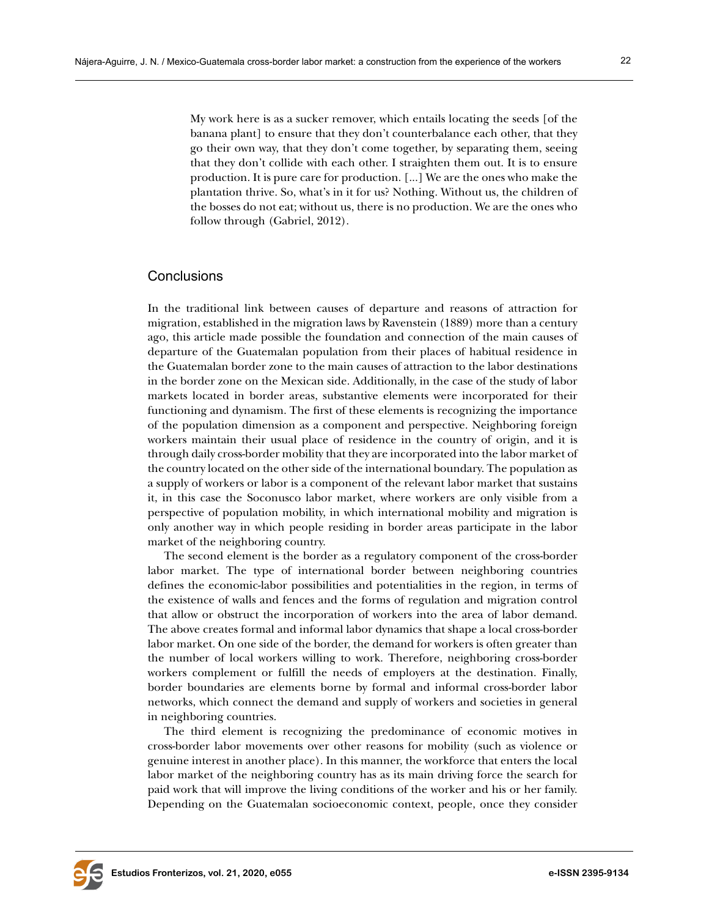> My work here is as a sucker remover, which entails locating the seeds [of the banana plant] to ensure that they don't counterbalance each other, that they go their own way, that they don't come together, by separating them, seeing that they don't collide with each other. I straighten them out. It is to ensure production. It is pure care for production. [...] We are the ones who make the plantation thrive. So, what's in it for us? Nothing. Without us, the children of the bosses do not eat; without us, there is no production. We are the ones who follow through (Gabriel, 2012).

## Conclusions

In the traditional link between causes of departure and reasons of attraction for migration, established in the migration laws by Ravenstein (1889) more than a century ago, this article made possible the foundation and connection of the main causes of departure of the Guatemalan population from their places of habitual residence in the Guatemalan border zone to the main causes of attraction to the labor destinations in the border zone on the Mexican side. Additionally, in the case of the study of labor markets located in border areas, substantive elements were incorporated for their functioning and dynamism. The first of these elements is recognizing the importance of the population dimension as a component and perspective. Neighboring foreign workers maintain their usual place of residence in the country of origin, and it is through daily cross-border mobility that they are incorporated into the labor market of the country located on the other side of the international boundary. The population as a supply of workers or labor is a component of the relevant labor market that sustains it, in this case the Soconusco labor market, where workers are only visible from a perspective of population mobility, in which international mobility and migration is only another way in which people residing in border areas participate in the labor market of the neighboring country.

The second element is the border as a regulatory component of the cross-border labor market. The type of international border between neighboring countries defines the economic-labor possibilities and potentialities in the region, in terms of the existence of walls and fences and the forms of regulation and migration control that allow or obstruct the incorporation of workers into the area of labor demand. The above creates formal and informal labor dynamics that shape a local cross-border labor market. On one side of the border, the demand for workers is often greater than the number of local workers willing to work. Therefore, neighboring cross-border workers complement or fulfill the needs of employers at the destination. Finally, border boundaries are elements borne by formal and informal cross-border labor networks, which connect the demand and supply of workers and societies in general in neighboring countries.

The third element is recognizing the predominance of economic motives in cross-border labor movements over other reasons for mobility (such as violence or genuine interest in another place). In this manner, the workforce that enters the local labor market of the neighboring country has as its main driving force the search for paid work that will improve the living conditions of the worker and his or her family. Depending on the Guatemalan socioeconomic context, people, once they consider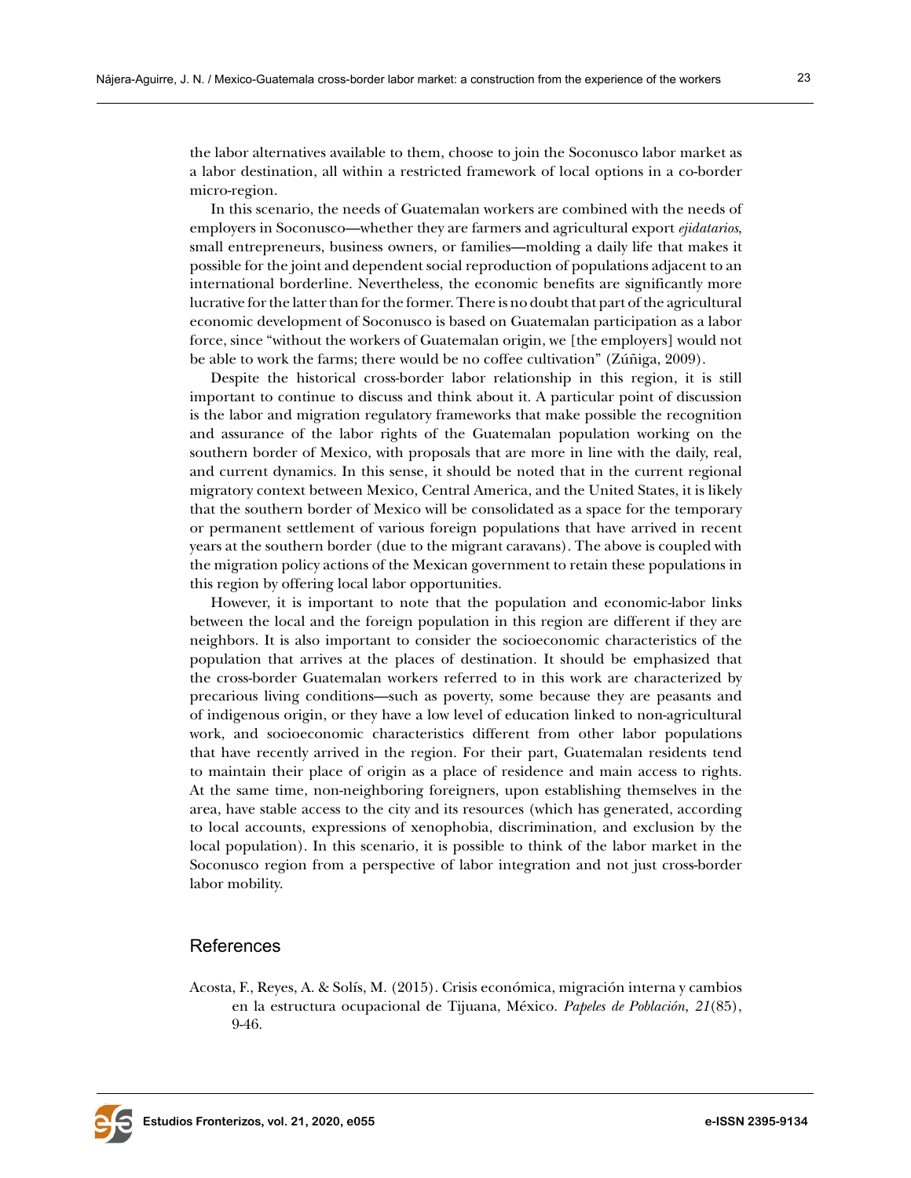the labor alternatives available to them, choose to join the Soconusco labor market as a labor destination, all within a restricted framework of local options in a co-border micro-region.

In this scenario, the needs of Guatemalan workers are combined with the needs of employers in Soconusco—whether they are farmers and agricultural export *ejidatarios*, small entrepreneurs, business owners, or families—molding a daily life that makes it possible for the joint and dependent social reproduction of populations adjacent to an international borderline. Nevertheless, the economic benefits are significantly more lucrative for the latter than for the former. There is no doubt that part of the agricultural economic development of Soconusco is based on Guatemalan participation as a labor force, since "without the workers of Guatemalan origin, we [the employers] would not be able to work the farms; there would be no coffee cultivation" (Zúñiga, 2009).

Despite the historical cross-border labor relationship in this region, it is still important to continue to discuss and think about it. A particular point of discussion is the labor and migration regulatory frameworks that make possible the recognition and assurance of the labor rights of the Guatemalan population working on the southern border of Mexico, with proposals that are more in line with the daily, real, and current dynamics. In this sense, it should be noted that in the current regional migratory context between Mexico, Central America, and the United States, it is likely that the southern border of Mexico will be consolidated as a space for the temporary or permanent settlement of various foreign populations that have arrived in recent years at the southern border (due to the migrant caravans). The above is coupled with the migration policy actions of the Mexican government to retain these populations in this region by offering local labor opportunities.

However, it is important to note that the population and economic-labor links between the local and the foreign population in this region are different if they are neighbors. It is also important to consider the socioeconomic characteristics of the population that arrives at the places of destination. It should be emphasized that the cross-border Guatemalan workers referred to in this work are characterized by precarious living conditions—such as poverty, some because they are peasants and of indigenous origin, or they have a low level of education linked to non-agricultural work, and socioeconomic characteristics different from other labor populations that have recently arrived in the region. For their part, Guatemalan residents tend to maintain their place of origin as a place of residence and main access to rights. At the same time, non-neighboring foreigners, upon establishing themselves in the area, have stable access to the city and its resources (which has generated, according to local accounts, expressions of xenophobia, discrimination, and exclusion by the local population). In this scenario, it is possible to think of the labor market in the Soconusco region from a perspective of labor integration and not just cross-border labor mobility.

## References

Acosta, F., Reyes, A. & Solís, M. (2015). Crisis económica, migración interna y cambios en la estructura ocupacional de Tijuana, México. *Papeles de Población*, *21*(85), 9-46.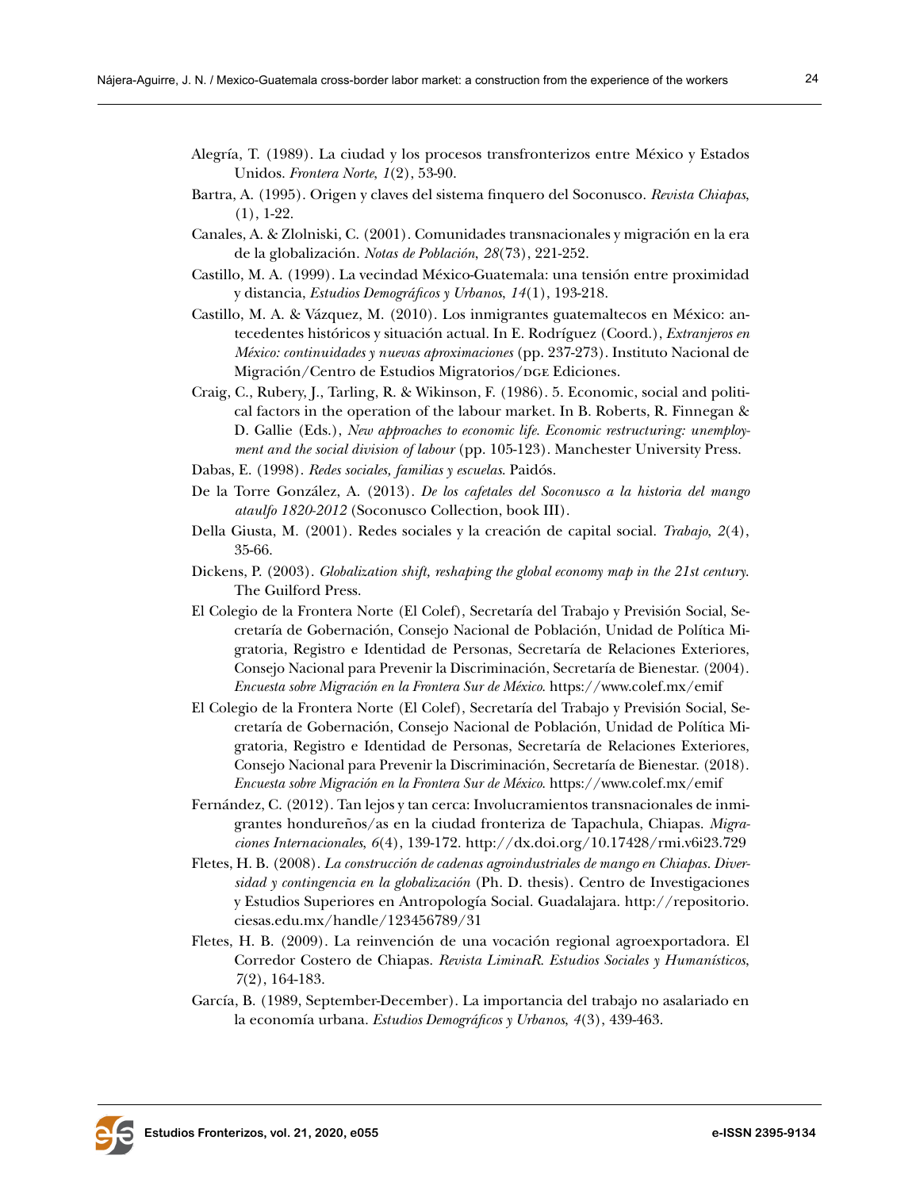Alegría, T. (1989). La ciudad y los procesos transfronterizos entre México y Estados Unidos. *Frontera Norte*, *1*(2), 53-90.

Bartra, A. (1995). Origen y claves del sistema finquero del Soconusco. *Revista Chiapas*, (1), 1-22.

Canales, A. & Zlolniski, C. (2001). Comunidades transnacionales y migración en la era de la globalización. *Notas de Población*, *28*(73), 221-252.

Castillo, M. A. (1999). La vecindad México-Guatemala: una tensión entre proximidad y distancia, *Estudios Demográficos y Urbanos*, *14*(1), 193-218.

Castillo, M. A. & Vázquez, M. (2010). Los inmigrantes guatemaltecos en México: antecedentes históricos y situación actual. In E. Rodríguez (Coord.), *Extranjeros en México: continuidades y nuevas aproximaciones* (pp. 237-273). Instituto Nacional de Migración/Centro de Estudios Migratorios/DGE Ediciones.

Craig, C., Rubery, J., Tarling, R. & Wikinson, F. (1986). 5. Economic, social and political factors in the operation of the labour market. In B. Roberts, R. Finnegan & D. Gallie (Eds.), *New approaches to economic life. Economic restructuring: unemployment and the social division of labour* (pp. 105-123). Manchester University Press.

Dabas, E. (1998). *Redes sociales, familias y escuelas*. Paidós.

De la Torre González, A. (2013). *De los cafetales del Soconusco a la historia del mango ataulfo 1820-2012* (Soconusco Collection, book III).

Della Giusta, M. (2001). Redes sociales y la creación de capital social. *Trabajo*, *2*(4), 35-66.

Dickens, P. (2003). *Globalization shift, reshaping the global economy map in the 21st century*. The Guilford Press.

El Colegio de la Frontera Norte (El Colef), Secretaría del Trabajo y Previsión Social, Secretaría de Gobernación, Consejo Nacional de Población, Unidad de Política Migratoria, Registro e Identidad de Personas, Secretaría de Relaciones Exteriores, Consejo Nacional para Prevenir la Discriminación, Secretaría de Bienestar. (2004). *Encuesta sobre Migración en la Frontera Sur de México*. https://www.colef.mx/emif

El Colegio de la Frontera Norte (El Colef), Secretaría del Trabajo y Previsión Social, Secretaría de Gobernación, Consejo Nacional de Población, Unidad de Política Migratoria, Registro e Identidad de Personas, Secretaría de Relaciones Exteriores, Consejo Nacional para Prevenir la Discriminación, Secretaría de Bienestar. (2018). *Encuesta sobre Migración en la Frontera Sur de México*. https://www.colef.mx/emif

Fernández, C. (2012). Tan lejos y tan cerca: Involucramientos transnacionales de inmigrantes hondureños/as en la ciudad fronteriza de Tapachula, Chiapas. *Migraciones Internacionales*, *6*(4), 139-172. http://dx.doi.org/10.17428/rmi.v6i23.729

Fletes, H. B. (2008). *La construcción de cadenas agroindustriales de mango en Chiapas. Diversidad y contingencia en la globalización* (Ph. D. thesis). Centro de Investigaciones y Estudios Superiores en Antropología Social. Guadalajara. http://repositorio.ciesas.edu.mx/handle/123456789/31

Fletes, H. B. (2009). La reinvención de una vocación regional agroexportadora. El Corredor Costero de Chiapas. *Revista LiminaR. Estudios Sociales y Humanísticos*, *7*(2), 164-183.

García, B. (1989, September-December). La importancia del trabajo no asalariado en la economía urbana. *Estudios Demográficos y Urbanos*, *4*(3), 439-463.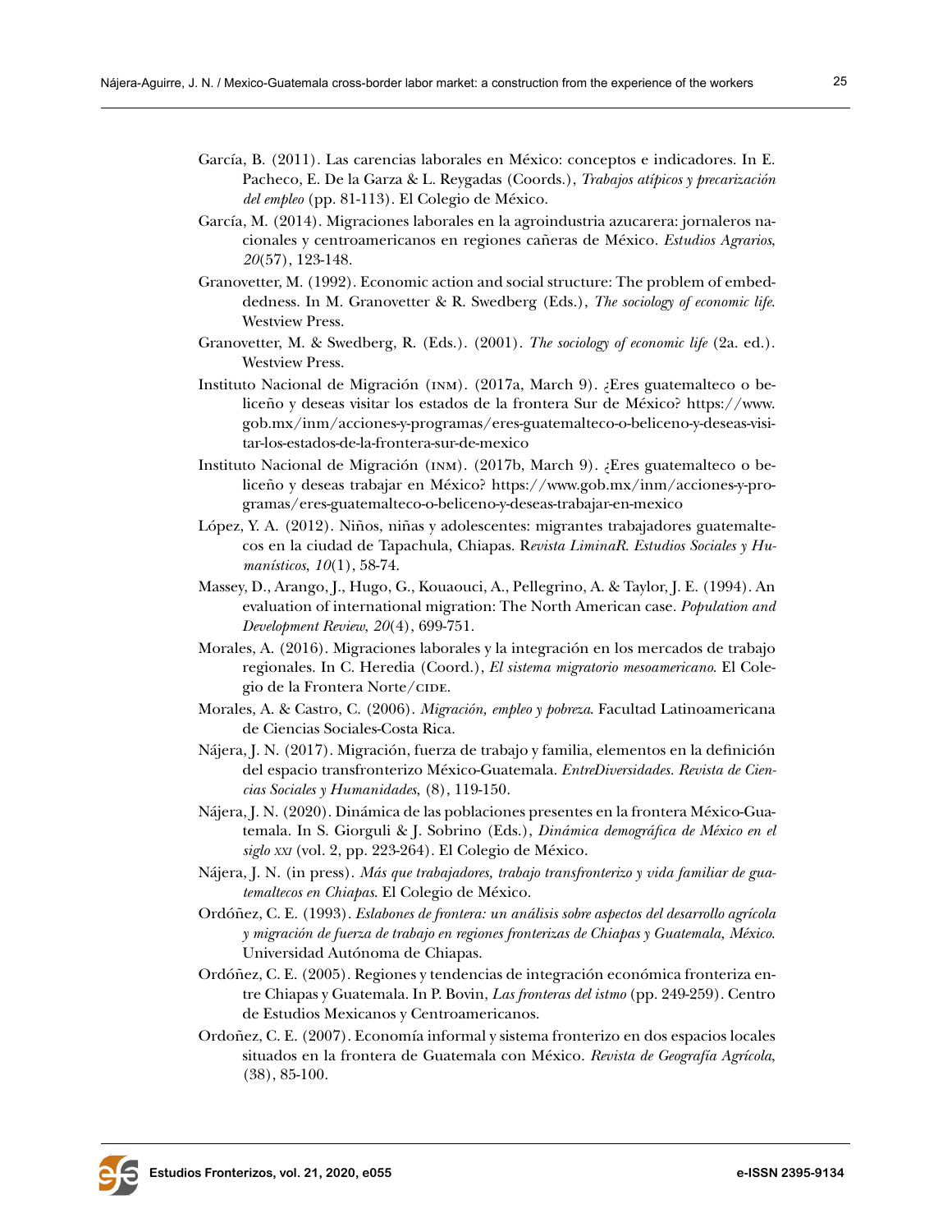García, B. (2011). Las carencias laborales en México: conceptos e indicadores. In E. Pacheco, E. De la Garza & L. Reygadas (Coords.), *Trabajos atípicos y precarización del empleo* (pp. 81-113). El Colegio de México.

García, M. (2014). Migraciones laborales en la agroindustria azucarera: jornaleros nacionales y centroamericanos en regiones cañeras de México. *Estudios Agrarios*, *20*(57), 123-148.

Granovetter, M. (1992). Economic action and social structure: The problem of embeddedness. In M. Granovetter & R. Swedberg (Eds.), *The sociology of economic life*. Westview Press.

Granovetter, M. & Swedberg, R. (Eds.). (2001). *The sociology of economic life* (2a. ed.). Westview Press.

Instituto Nacional de Migración (INM). (2017a, March 9). ¿Eres guatemalteco o beliceño y deseas visitar los estados de la frontera Sur de México? https://www.gob.mx/inm/acciones-y-programas/eres-guatemalteco-o-beliceno-y-deseas-visitar-los-estados-de-la-frontera-sur-de-mexico

Instituto Nacional de Migración (INM). (2017b, March 9). ¿Eres guatemalteco o beliceño y deseas trabajar en México? https://www.gob.mx/inm/acciones-y-programas/eres-guatemalteco-o-beliceno-y-deseas-trabajar-en-mexico

López, Y. A. (2012). Niños, niñas y adolescentes: migrantes trabajadores guatemaltecos en la ciudad de Tapachula, Chiapas. R*evista LiminaR. Estudios Sociales y Humanísticos*, *10*(1), 58-74.

Massey, D., Arango, J., Hugo, G., Kouaouci, A., Pellegrino, A. & Taylor, J. E. (1994). An evaluation of international migration: The North American case. *Population and Development Review*, *20*(4), 699-751.

Morales, A. (2016). Migraciones laborales y la integración en los mercados de trabajo regionales. In C. Heredia (Coord.), *El sistema migratorio mesoamericano*. El Colegio de la Frontera Norte/CIDE.

Morales, A. & Castro, C. (2006). *Migración, empleo y pobreza*. Facultad Latinoamericana de Ciencias Sociales-Costa Rica.

Nájera, J. N. (2017). Migración, fuerza de trabajo y familia, elementos en la definición del espacio transfronterizo México-Guatemala. *EntreDiversidades. Revista de Ciencias Sociales y Humanidades*, (8), 119-150.

Nájera, J. N. (2020). Dinámica de las poblaciones presentes en la frontera México-Guatemala. In S. Giorguli & J. Sobrino (Eds.), *Dinámica demográfica de México en el siglo XXI* (vol. 2, pp. 223-264). El Colegio de México.

Nájera, J. N. (in press). *Más que trabajadores, trabajo transfronterizo y vida familiar de guatemaltecos en Chiapas*. El Colegio de México.

Ordóñez, C. E. (1993). *Eslabones de frontera: un análisis sobre aspectos del desarrollo agrícola y migración de fuerza de trabajo en regiones fronterizas de Chiapas y Guatemala, México*. Universidad Autónoma de Chiapas.

Ordóñez, C. E. (2005). Regiones y tendencias de integración económica fronteriza entre Chiapas y Guatemala. In P. Bovin, *Las fronteras del istmo* (pp. 249-259). Centro de Estudios Mexicanos y Centroamericanos.

Ordoñez, C. E. (2007). Economía informal y sistema fronterizo en dos espacios locales situados en la frontera de Guatemala con México. *Revista de Geografía Agrícola*, (38), 85-100.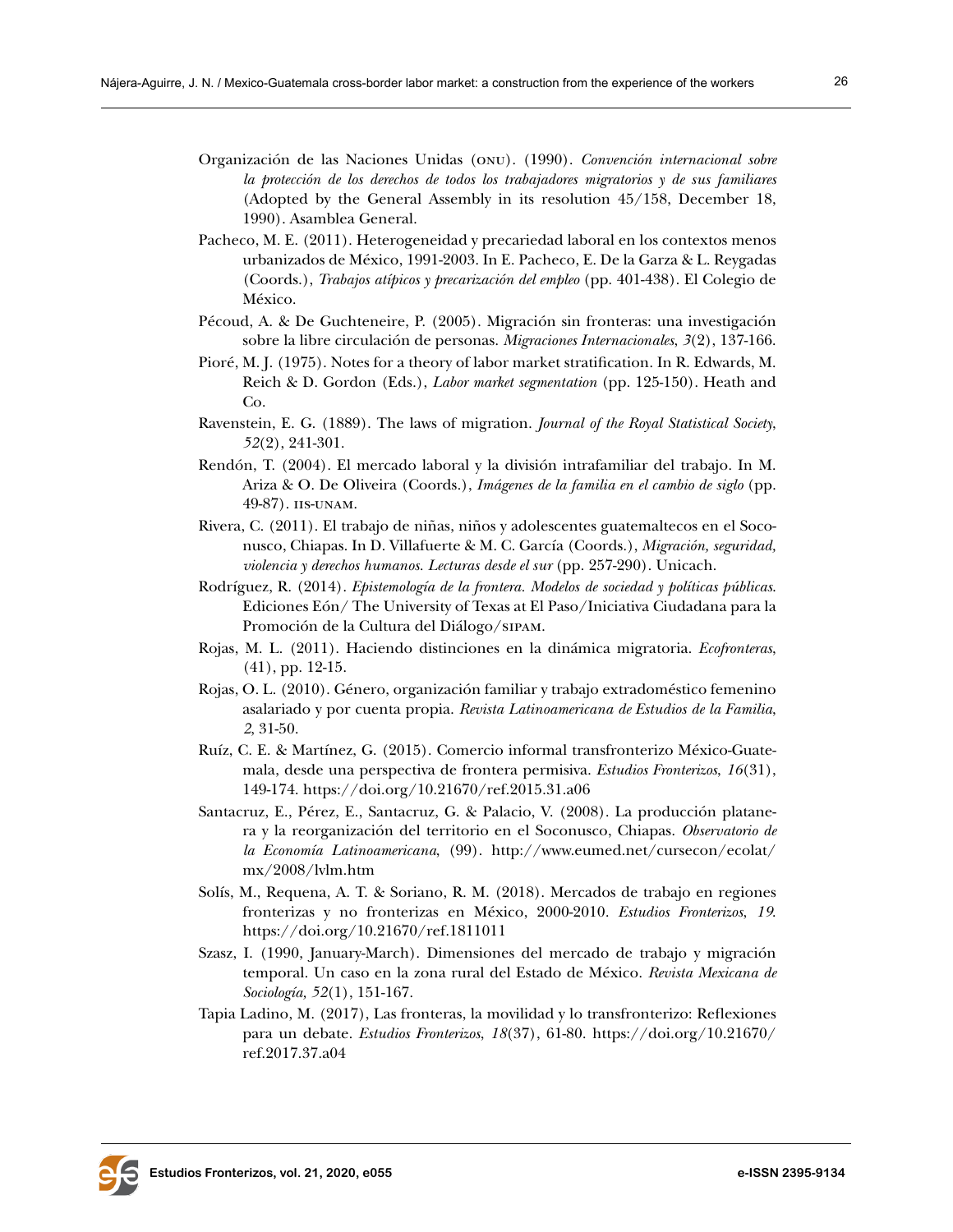Organización de las Naciones Unidas (ONU). (1990). *Convención internacional sobre la protección de los derechos de todos los trabajadores migratorios y de sus familiares* (Adopted by the General Assembly in its resolution 45/158, December 18, 1990). Asamblea General.

Pacheco, M. E. (2011). Heterogeneidad y precariedad laboral en los contextos menos urbanizados de México, 1991-2003. In E. Pacheco, E. De la Garza & L. Reygadas (Coords.), *Trabajos atípicos y precarización del empleo* (pp. 401-438). El Colegio de México.

Pécoud, A. & De Guchteneire, P. (2005). Migración sin fronteras: una investigación sobre la libre circulación de personas. *Migraciones Internacionales*, *3*(2), 137-166.

Pioré, M. J. (1975). Notes for a theory of labor market stratification. In R. Edwards, M. Reich & D. Gordon (Eds.), *Labor market segmentation* (pp. 125-150). Heath and Co.

Ravenstein, E. G. (1889). The laws of migration. *Journal of the Royal Statistical Society*, *52*(2), 241-301.

Rendón, T. (2004). El mercado laboral y la división intrafamiliar del trabajo. In M. Ariza & O. De Oliveira (Coords.), *Imágenes de la familia en el cambio de siglo* (pp. 49-87). IIS-UNAM.

Rivera, C. (2011). El trabajo de niñas, niños y adolescentes guatemaltecos en el Soconusco, Chiapas. In D. Villafuerte & M. C. García (Coords.), *Migración, seguridad, violencia y derechos humanos. Lecturas desde el sur* (pp. 257-290). Unicach.

Rodríguez, R. (2014). *Epistemología de la frontera. Modelos de sociedad y políticas públicas*. Ediciones Eón/ The University of Texas at El Paso/Iniciativa Ciudadana para la Promoción de la Cultura del Diálogo/SIPAM.

Rojas, M. L. (2011). Haciendo distinciones en la dinámica migratoria. *Ecofronteras*, (41), pp. 12-15.

Rojas, O. L. (2010). Género, organización familiar y trabajo extradoméstico femenino asalariado y por cuenta propia. *Revista Latinoamericana de Estudios de la Familia*, *2*, 31-50.

Ruíz, C. E. & Martínez, G. (2015). Comercio informal transfronterizo México-Guatemala, desde una perspectiva de frontera permisiva. *Estudios Fronterizos*, *16*(31), 149-174. https://doi.org/10.21670/ref.2015.31.a06

Santacruz, E., Pérez, E., Santacruz, G. & Palacio, V. (2008). La producción platanera y la reorganización del territorio en el Soconusco, Chiapas. *Observatorio de la Economía Latinoamericana*, (99). http://www.eumed.net/cursecon/ecolat/mx/2008/lvlm.htm

Solís, M., Requena, A. T. & Soriano, R. M. (2018). Mercados de trabajo en regiones fronterizas y no fronterizas en México, 2000-2010. *Estudios Fronterizos*, *19*. https://doi.org/10.21670/ref.1811011

Szasz, I. (1990, January-March). Dimensiones del mercado de trabajo y migración temporal. Un caso en la zona rural del Estado de México. *Revista Mexicana de Sociología, 52*(1), 151-167.

Tapia Ladino, M. (2017), Las fronteras, la movilidad y lo transfronterizo: Reflexiones para un debate. *Estudios Fronterizos*, *18*(37), 61-80. https://doi.org/10.21670/ref.2017.37.a04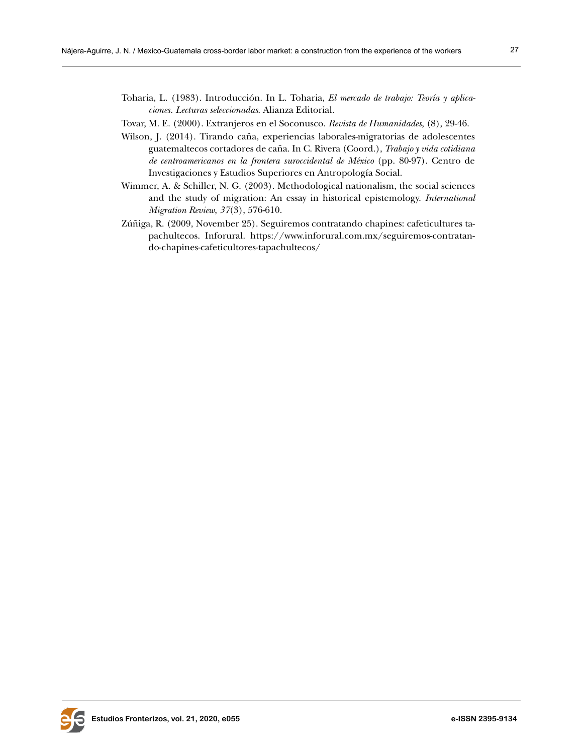Toharia, L. (1983). Introducción. In L. Toharia, *El mercado de trabajo: Teoría y aplicaciones. Lecturas seleccionadas*. Alianza Editorial.

Tovar, M. E. (2000). Extranjeros en el Soconusco. *Revista de Humanidades*, (8), 29-46.

Wilson, J. (2014). Tirando caña, experiencias laborales-migratorias de adolescentes guatemaltecos cortadores de caña. In C. Rivera (Coord.), *Trabajo y vida cotidiana de centroamericanos en la frontera suroccidental de México* (pp. 80-97). Centro de Investigaciones y Estudios Superiores en Antropología Social.

Wimmer, A. & Schiller, N. G. (2003). Methodological nationalism, the social sciences and the study of migration: An essay in historical epistemology. *International Migration Review*, *37*(3), 576-610.

Zúñiga, R. (2009, November 25). Seguiremos contratando chapines: cafeticultures tapachultecos. Inforural. https://www.inforural.com.mx/seguiremos-contratando-chapines-cafeticultores-tapachultecos/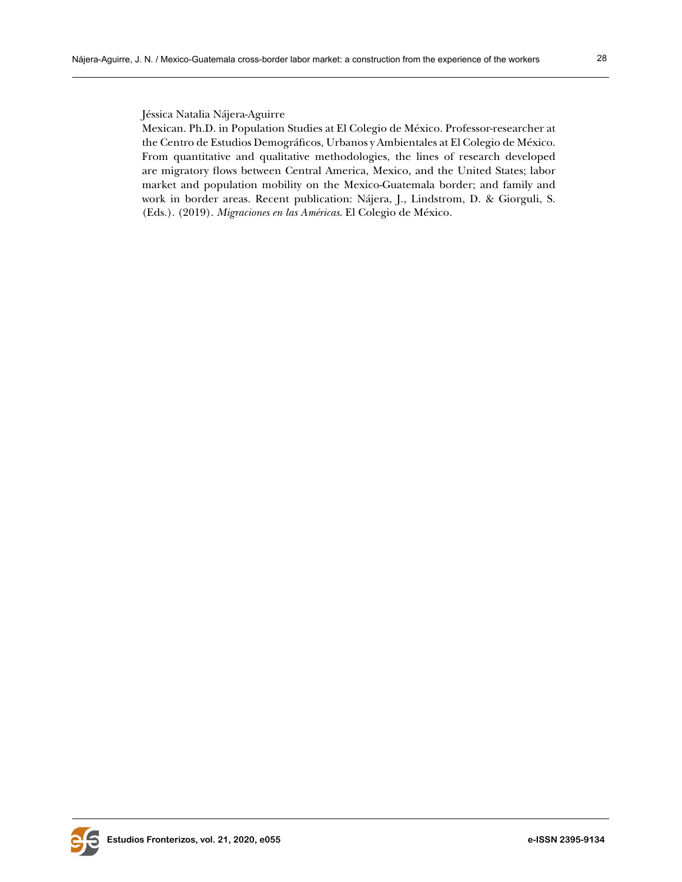Jéssica Natalia Nájera-Aguirre

Mexican. Ph.D. in Population Studies at El Colegio de México. Professor-researcher at the Centro de Estudios Demográficos, Urbanos y Ambientales at El Colegio de México. From quantitative and qualitative methodologies, the lines of research developed are migratory flows between Central America, Mexico, and the United States; labor market and population mobility on the Mexico-Guatemala border; and family and work in border areas. Recent publication: Nájera, J., Lindstrom, D. & Giorguli, S. (Eds.). (2019). *Migraciones en las Américas*. El Colegio de México.